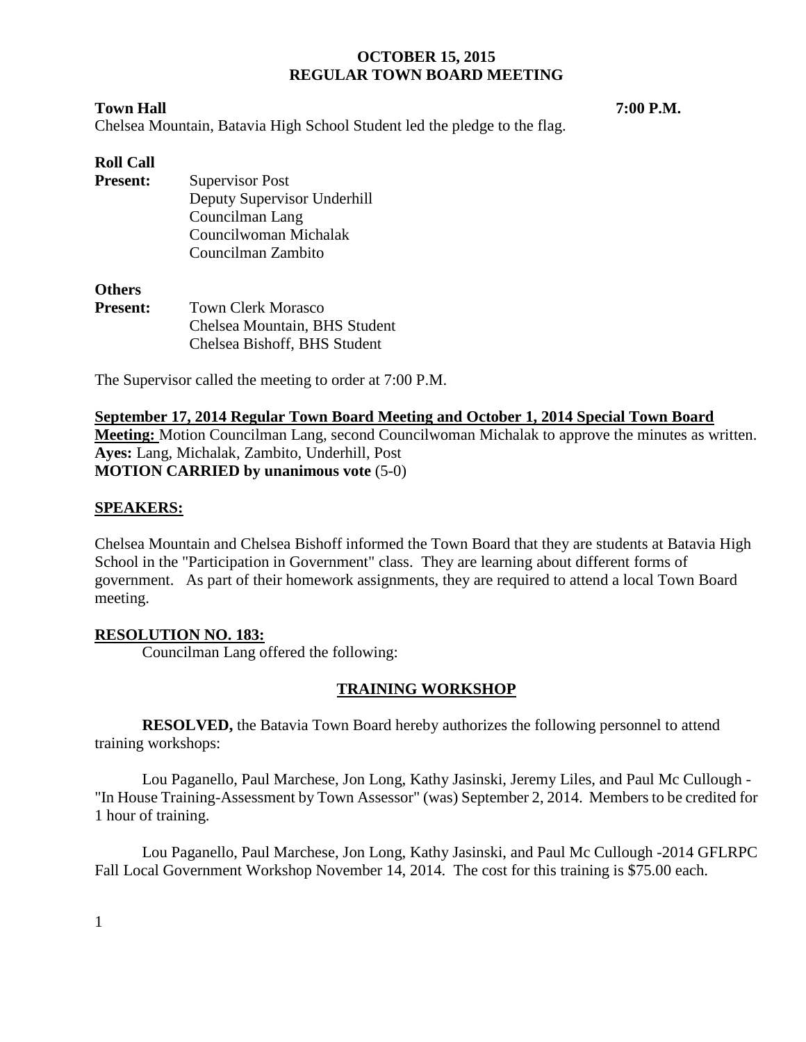**OCTOBER 15, 2015**
**REGULAR TOWN BOARD MEETING**

**Town Hall** **7:00 P.M.**

Chelsea Mountain, Batavia High School Student led the pledge to the flag.

**Roll Call**

**Present:** Supervisor Post
Deputy Supervisor Underhill
Councilman Lang
Councilwoman Michalak
Councilman Zambito

**Others**

**Present:** Town Clerk Morasco
Chelsea Mountain, BHS Student
Chelsea Bishoff, BHS Student

The Supervisor called the meeting to order at 7:00 P.M.

**September 17, 2014 Regular Town Board Meeting and October 1, 2014 Special Town Board Meeting:** Motion Councilman Lang, second Councilwoman Michalak to approve the minutes as written.
**Ayes:** Lang, Michalak, Zambito, Underhill, Post
**MOTION CARRIED by unanimous vote** (5-0)

**SPEAKERS:**

Chelsea Mountain and Chelsea Bishoff informed the Town Board that they are students at Batavia High School in the "Participation in Government" class. They are learning about different forms of government. As part of their homework assignments, they are required to attend a local Town Board meeting.

**RESOLUTION NO. 183:**

Councilman Lang offered the following:

**TRAINING WORKSHOP**

**RESOLVED,** the Batavia Town Board hereby authorizes the following personnel to attend training workshops:

Lou Paganello, Paul Marchese, Jon Long, Kathy Jasinski, Jeremy Liles, and Paul Mc Cullough - "In House Training-Assessment by Town Assessor" (was) September 2, 2014. Members to be credited for 1 hour of training.

Lou Paganello, Paul Marchese, Jon Long, Kathy Jasinski, and Paul Mc Cullough -2014 GFLRPC Fall Local Government Workshop November 14, 2014. The cost for this training is $75.00 each.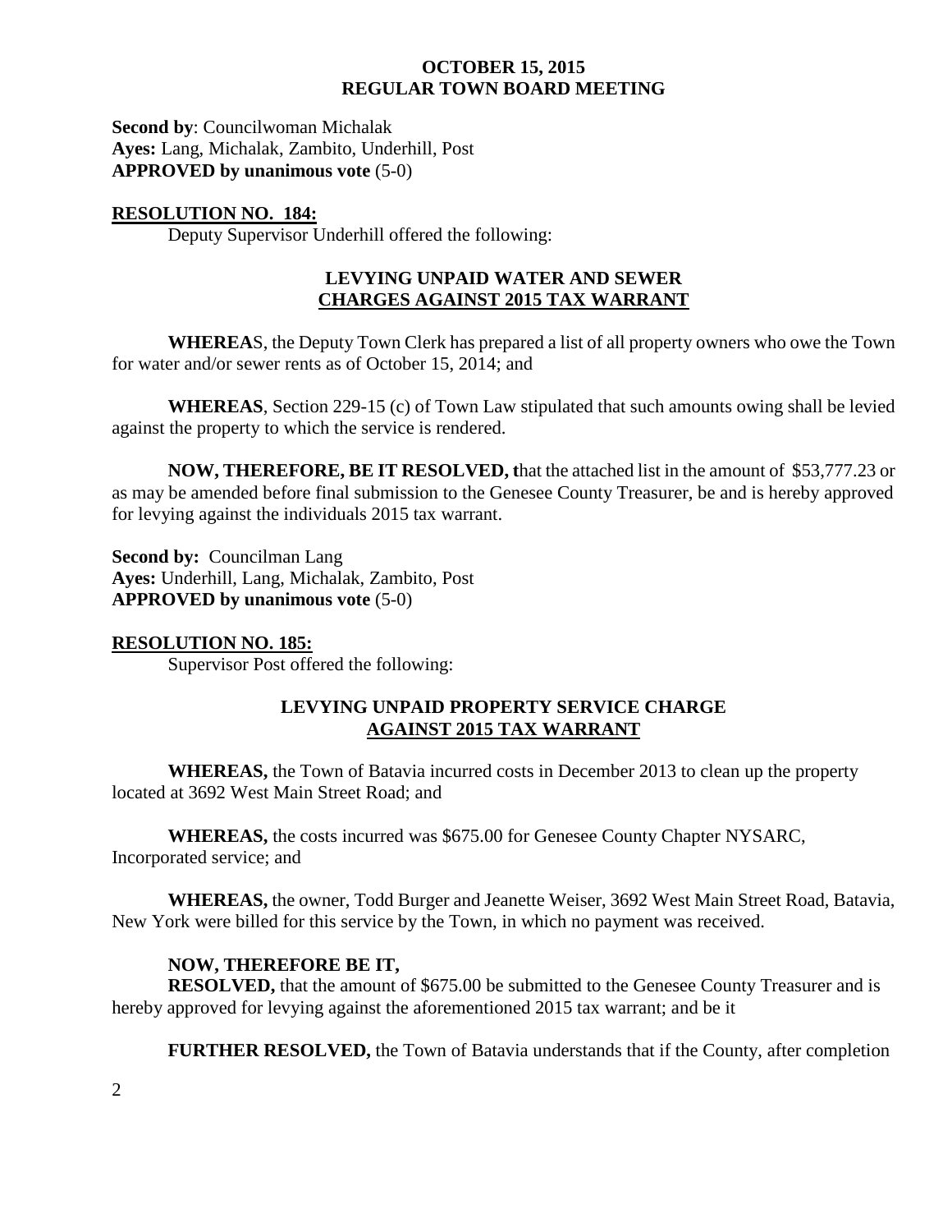**Second by**: Councilwoman Michalak
**Ayes:** Lang, Michalak, Zambito, Underhill, Post
**APPROVED by unanimous vote** (5-0)

## RESOLUTION NO. 184:

Deputy Supervisor Underhill offered the following:

### LEVYING UNPAID WATER AND SEWER CHARGES AGAINST 2015 TAX WARRANT

**WHEREA**S, the Deputy Town Clerk has prepared a list of all property owners who owe the Town for water and/or sewer rents as of October 15, 2014; and

**WHEREAS**, Section 229-15 (c) of Town Law stipulated that such amounts owing shall be levied against the property to which the service is rendered.

**NOW, THEREFORE, BE IT RESOLVED, t**hat the attached list in the amount of $53,777.23 or as may be amended before final submission to the Genesee County Treasurer, be and is hereby approved for levying against the individuals 2015 tax warrant.

**Second by:** Councilman Lang
**Ayes:** Underhill, Lang, Michalak, Zambito, Post
**APPROVED by unanimous vote** (5-0)

## RESOLUTION NO. 185:

Supervisor Post offered the following:

### LEVYING UNPAID PROPERTY SERVICE CHARGE AGAINST 2015 TAX WARRANT

**WHEREAS,** the Town of Batavia incurred costs in December 2013 to clean up the property located at 3692 West Main Street Road; and

**WHEREAS,** the costs incurred was $675.00 for Genesee County Chapter NYSARC, Incorporated service; and

**WHEREAS,** the owner, Todd Burger and Jeanette Weiser, 3692 West Main Street Road, Batavia, New York were billed for this service by the Town, in which no payment was received.

**NOW, THEREFORE BE IT,**

**RESOLVED,** that the amount of $675.00 be submitted to the Genesee County Treasurer and is hereby approved for levying against the aforementioned 2015 tax warrant; and be it

**FURTHER RESOLVED,** the Town of Batavia understands that if the County, after completion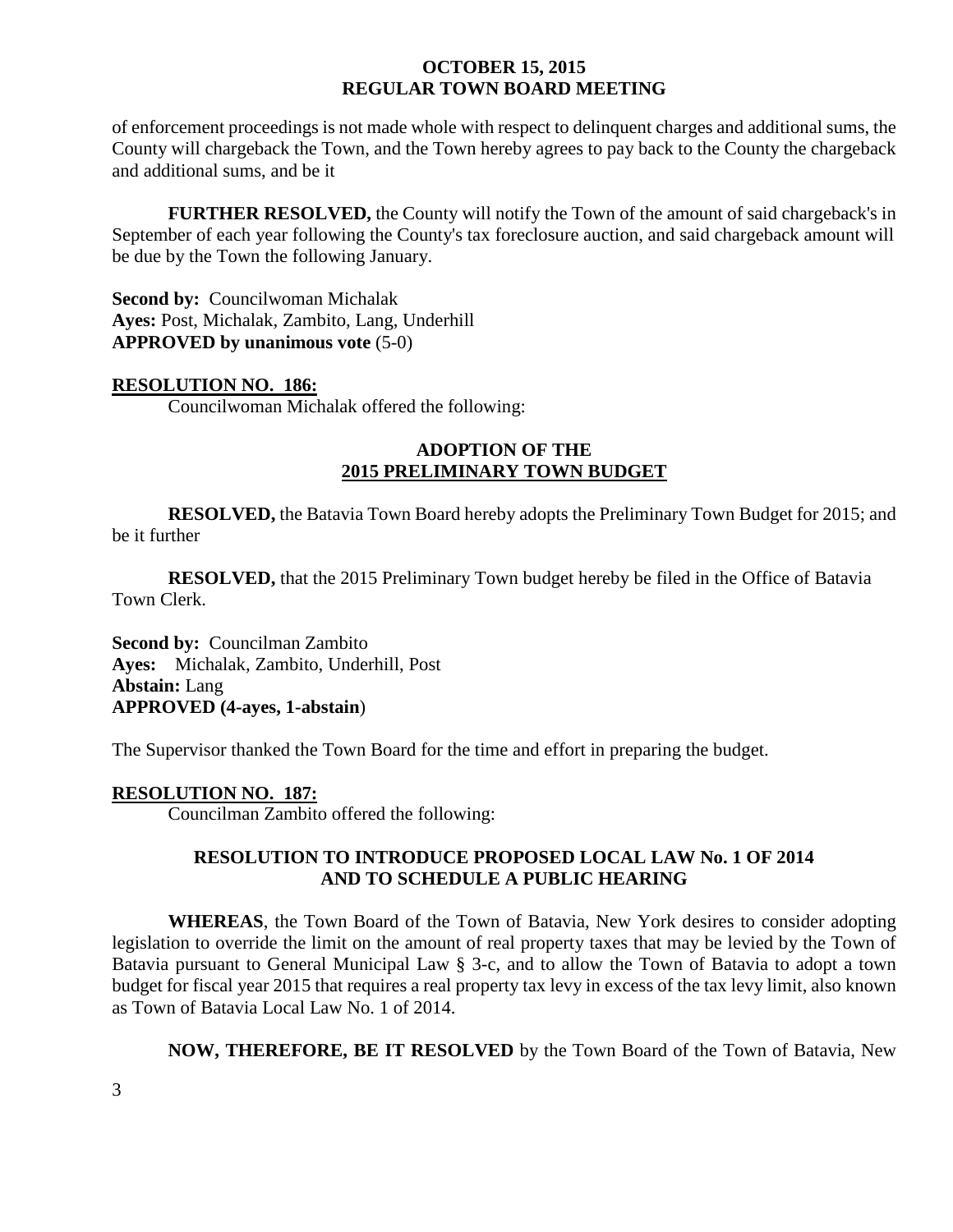of enforcement proceedings is not made whole with respect to delinquent charges and additional sums, the County will chargeback the Town, and the Town hereby agrees to pay back to the County the chargeback and additional sums, and be it

**FURTHER RESOLVED,** the County will notify the Town of the amount of said chargeback's in September of each year following the County's tax foreclosure auction, and said chargeback amount will be due by the Town the following January.

**Second by:** Councilwoman Michalak
**Ayes:** Post, Michalak, Zambito, Lang, Underhill
**APPROVED by unanimous vote** (5-0)

**RESOLUTION NO. 186:**

Councilwoman Michalak offered the following:

**ADOPTION OF THE**
**2015 PRELIMINARY TOWN BUDGET**

**RESOLVED,** the Batavia Town Board hereby adopts the Preliminary Town Budget for 2015; and be it further

**RESOLVED,** that the 2015 Preliminary Town budget hereby be filed in the Office of Batavia Town Clerk.

**Second by:** Councilman Zambito
**Ayes:** Michalak, Zambito, Underhill, Post
**Abstain:** Lang
**APPROVED (4-ayes, 1-abstain**)

The Supervisor thanked the Town Board for the time and effort in preparing the budget.

**RESOLUTION NO. 187:**

Councilman Zambito offered the following:

**RESOLUTION TO INTRODUCE PROPOSED LOCAL LAW No. 1 OF 2014**
**AND TO SCHEDULE A PUBLIC HEARING**

**WHEREAS**, the Town Board of the Town of Batavia, New York desires to consider adopting legislation to override the limit on the amount of real property taxes that may be levied by the Town of Batavia pursuant to General Municipal Law § 3-c, and to allow the Town of Batavia to adopt a town budget for fiscal year 2015 that requires a real property tax levy in excess of the tax levy limit, also known as Town of Batavia Local Law No. 1 of 2014.

**NOW, THEREFORE, BE IT RESOLVED** by the Town Board of the Town of Batavia, New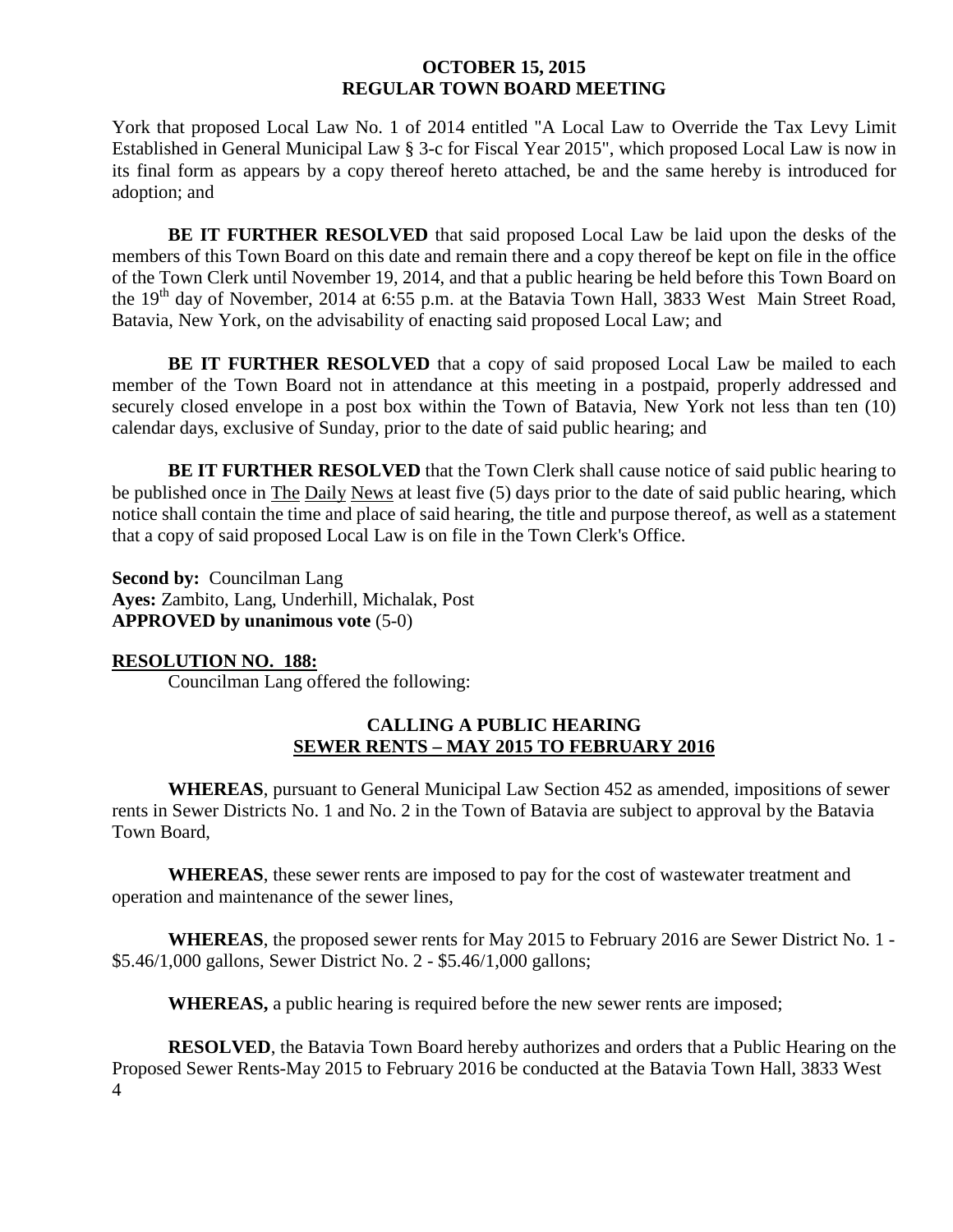York that proposed Local Law No. 1 of 2014 entitled "A Local Law to Override the Tax Levy Limit Established in General Municipal Law § 3-c for Fiscal Year 2015", which proposed Local Law is now in its final form as appears by a copy thereof hereto attached, be and the same hereby is introduced for adoption; and

**BE IT FURTHER RESOLVED** that said proposed Local Law be laid upon the desks of the members of this Town Board on this date and remain there and a copy thereof be kept on file in the office of the Town Clerk until November 19, 2014, and that a public hearing be held before this Town Board on the 19th day of November, 2014 at 6:55 p.m. at the Batavia Town Hall, 3833 West Main Street Road, Batavia, New York, on the advisability of enacting said proposed Local Law; and

**BE IT FURTHER RESOLVED** that a copy of said proposed Local Law be mailed to each member of the Town Board not in attendance at this meeting in a postpaid, properly addressed and securely closed envelope in a post box within the Town of Batavia, New York not less than ten (10) calendar days, exclusive of Sunday, prior to the date of said public hearing; and

**BE IT FURTHER RESOLVED** that the Town Clerk shall cause notice of said public hearing to be published once in The Daily News at least five (5) days prior to the date of said public hearing, which notice shall contain the time and place of said hearing, the title and purpose thereof, as well as a statement that a copy of said proposed Local Law is on file in the Town Clerk's Office.

**Second by:** Councilman Lang
**Ayes:** Zambito, Lang, Underhill, Michalak, Post
**APPROVED by unanimous vote** (5-0)

**RESOLUTION NO. 188:**

Councilman Lang offered the following:

**CALLING A PUBLIC HEARING**
**SEWER RENTS – MAY 2015 TO FEBRUARY 2016**

**WHEREAS**, pursuant to General Municipal Law Section 452 as amended, impositions of sewer rents in Sewer Districts No. 1 and No. 2 in the Town of Batavia are subject to approval by the Batavia Town Board,

**WHEREAS**, these sewer rents are imposed to pay for the cost of wastewater treatment and operation and maintenance of the sewer lines,

**WHEREAS**, the proposed sewer rents for May 2015 to February 2016 are Sewer District No. 1 - $5.46/1,000 gallons, Sewer District No. 2 - $5.46/1,000 gallons;

**WHEREAS,** a public hearing is required before the new sewer rents are imposed;

**RESOLVED**, the Batavia Town Board hereby authorizes and orders that a Public Hearing on the Proposed Sewer Rents-May 2015 to February 2016 be conducted at the Batavia Town Hall, 3833 West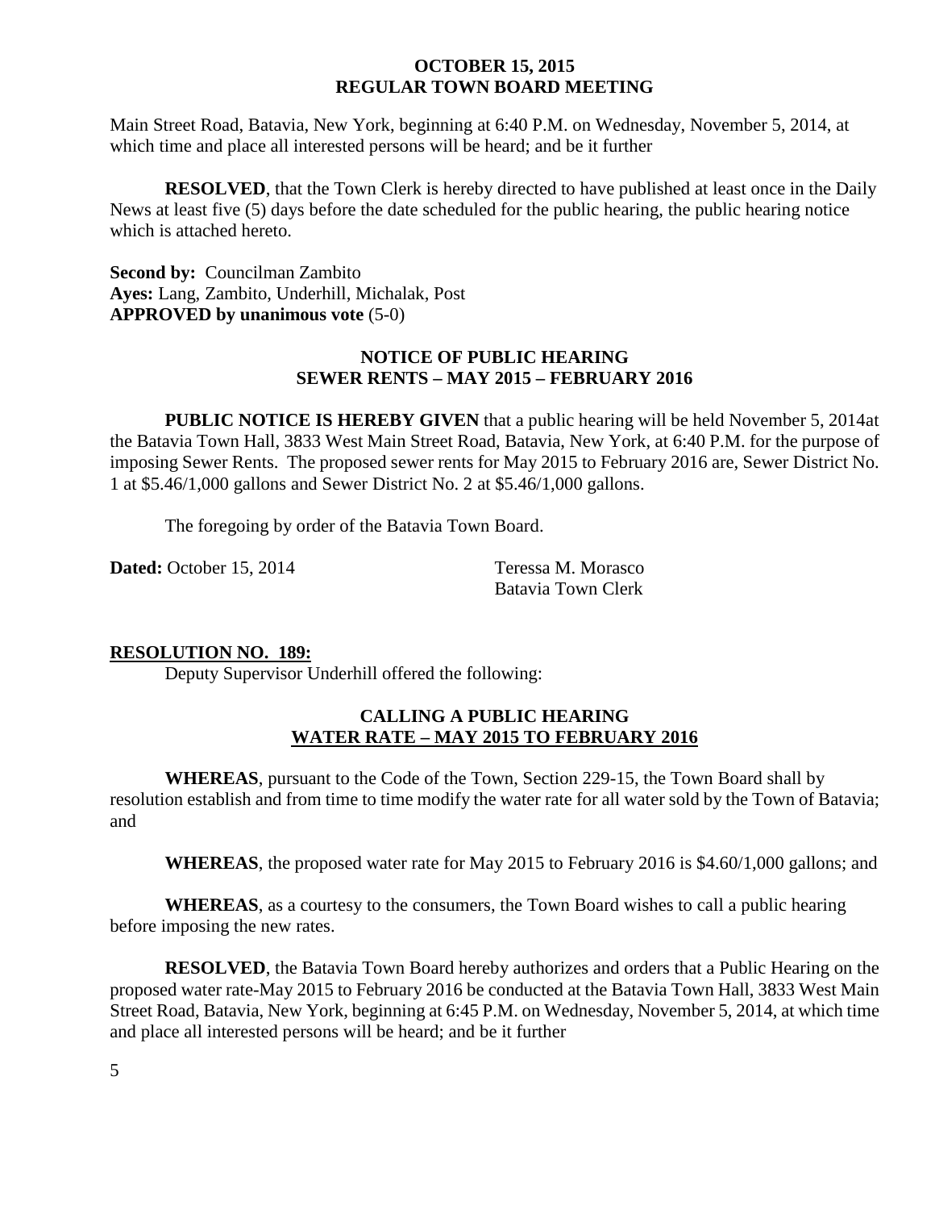Main Street Road, Batavia, New York, beginning at 6:40 P.M. on Wednesday, November 5, 2014, at which time and place all interested persons will be heard; and be it further

**RESOLVED**, that the Town Clerk is hereby directed to have published at least once in the Daily News at least five (5) days before the date scheduled for the public hearing, the public hearing notice which is attached hereto.

**Second by:** Councilman Zambito
**Ayes:** Lang, Zambito, Underhill, Michalak, Post
**APPROVED by unanimous vote** (5-0)

**NOTICE OF PUBLIC HEARING**
**SEWER RENTS – MAY 2015 – FEBRUARY 2016**

**PUBLIC NOTICE IS HEREBY GIVEN** that a public hearing will be held November 5, 2014at the Batavia Town Hall, 3833 West Main Street Road, Batavia, New York, at 6:40 P.M. for the purpose of imposing Sewer Rents. The proposed sewer rents for May 2015 to February 2016 are, Sewer District No. 1 at $5.46/1,000 gallons and Sewer District No. 2 at $5.46/1,000 gallons.

The foregoing by order of the Batavia Town Board.

**Dated:** October 15, 2014

Teressa M. Morasco
Batavia Town Clerk

**RESOLUTION NO. 189:**

Deputy Supervisor Underhill offered the following:

**CALLING A PUBLIC HEARING**
**WATER RATE – MAY 2015 TO FEBRUARY 2016**

**WHEREAS**, pursuant to the Code of the Town, Section 229-15, the Town Board shall by resolution establish and from time to time modify the water rate for all water sold by the Town of Batavia; and

**WHEREAS**, the proposed water rate for May 2015 to February 2016 is $4.60/1,000 gallons; and

**WHEREAS**, as a courtesy to the consumers, the Town Board wishes to call a public hearing before imposing the new rates.

**RESOLVED**, the Batavia Town Board hereby authorizes and orders that a Public Hearing on the proposed water rate-May 2015 to February 2016 be conducted at the Batavia Town Hall, 3833 West Main Street Road, Batavia, New York, beginning at 6:45 P.M. on Wednesday, November 5, 2014, at which time and place all interested persons will be heard; and be it further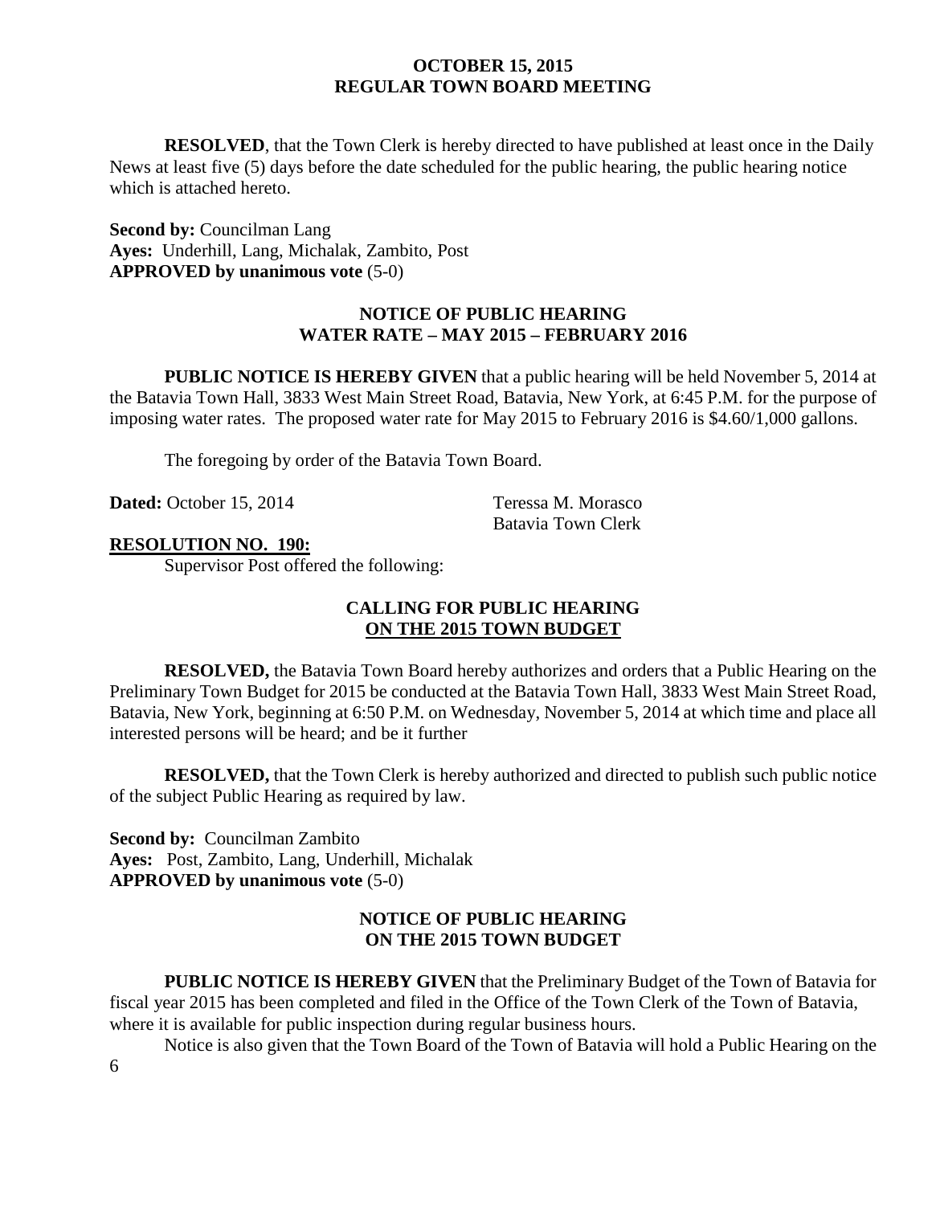**RESOLVED**, that the Town Clerk is hereby directed to have published at least once in the Daily News at least five (5) days before the date scheduled for the public hearing, the public hearing notice which is attached hereto.

**Second by:** Councilman Lang
**Ayes:** Underhill, Lang, Michalak, Zambito, Post
**APPROVED by unanimous vote** (5-0)

### NOTICE OF PUBLIC HEARING
### WATER RATE – MAY 2015 – FEBRUARY 2016

**PUBLIC NOTICE IS HEREBY GIVEN** that a public hearing will be held November 5, 2014 at the Batavia Town Hall, 3833 West Main Street Road, Batavia, New York, at 6:45 P.M. for the purpose of imposing water rates. The proposed water rate for May 2015 to February 2016 is $4.60/1,000 gallons.

The foregoing by order of the Batavia Town Board.

**Dated:** October 15, 2014

Teressa M. Morasco
Batavia Town Clerk

**RESOLUTION NO. 190:**

Supervisor Post offered the following:

### CALLING FOR PUBLIC HEARING
### ON THE 2015 TOWN BUDGET

**RESOLVED,** the Batavia Town Board hereby authorizes and orders that a Public Hearing on the Preliminary Town Budget for 2015 be conducted at the Batavia Town Hall, 3833 West Main Street Road, Batavia, New York, beginning at 6:50 P.M. on Wednesday, November 5, 2014 at which time and place all interested persons will be heard; and be it further

**RESOLVED,** that the Town Clerk is hereby authorized and directed to publish such public notice of the subject Public Hearing as required by law.

**Second by:** Councilman Zambito
**Ayes:** Post, Zambito, Lang, Underhill, Michalak
**APPROVED by unanimous vote** (5-0)

### NOTICE OF PUBLIC HEARING
### ON THE 2015 TOWN BUDGET

**PUBLIC NOTICE IS HEREBY GIVEN** that the Preliminary Budget of the Town of Batavia for fiscal year 2015 has been completed and filed in the Office of the Town Clerk of the Town of Batavia, where it is available for public inspection during regular business hours.

Notice is also given that the Town Board of the Town of Batavia will hold a Public Hearing on the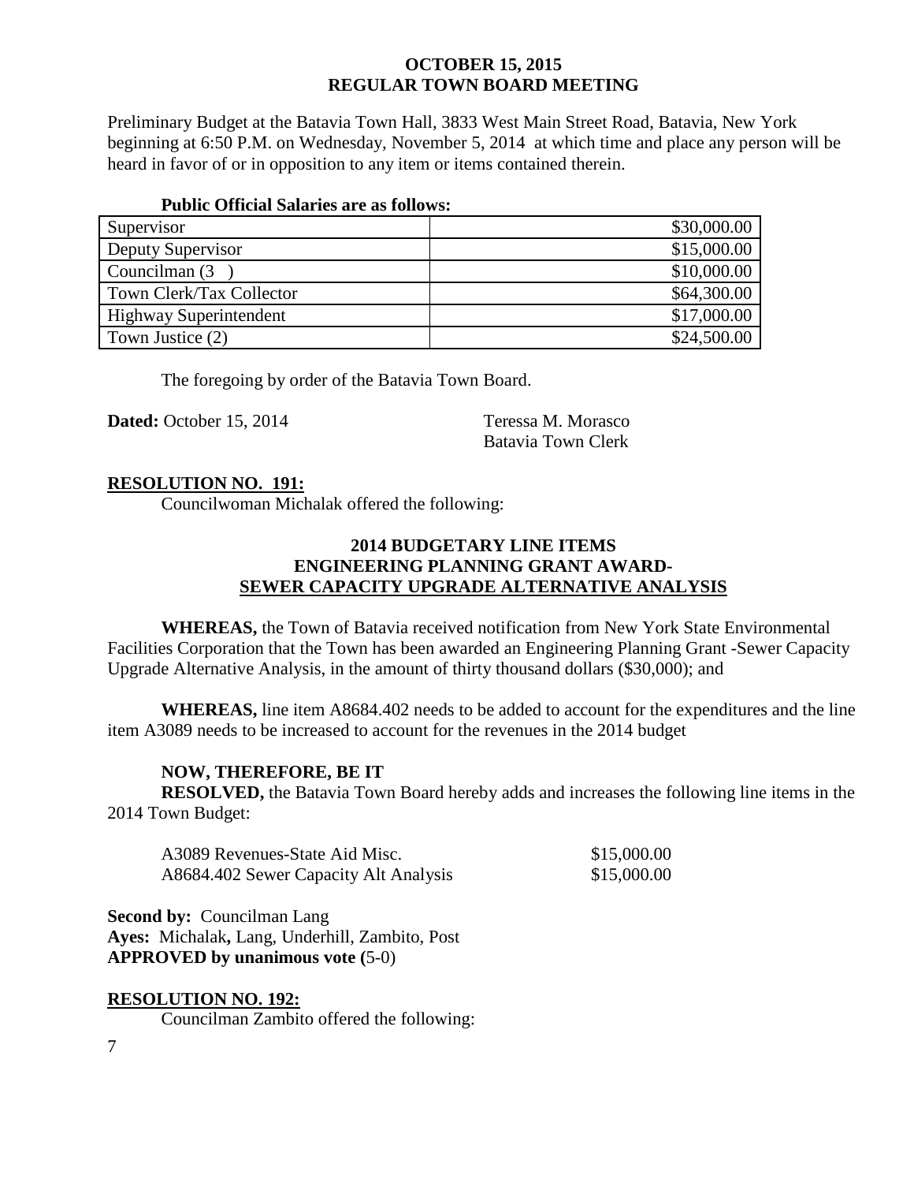Preliminary Budget at the Batavia Town Hall, 3833 West Main Street Road, Batavia, New York beginning at 6:50 P.M. on Wednesday, November 5, 2014 at which time and place any person will be heard in favor of or in opposition to any item or items contained therein.

**Public Official Salaries are as follows:**

| | |
|---|---:|
| Supervisor | \$30,000.00 |
| Deputy Supervisor | \$15,000.00 |
| Councilman (3 ) | \$10,000.00 |
| Town Clerk/Tax Collector | \$64,300.00 |
| Highway Superintendent | \$17,000.00 |
| Town Justice (2) | \$24,500.00 |

The foregoing by order of the Batavia Town Board.

**Dated:** October 15, 2014

Teressa M. Morasco
Batavia Town Clerk

**RESOLUTION NO. 191:**

Councilwoman Michalak offered the following:

**2014 BUDGETARY LINE ITEMS**
**ENGINEERING PLANNING GRANT AWARD-**
**SEWER CAPACITY UPGRADE ALTERNATIVE ANALYSIS**

**WHEREAS,** the Town of Batavia received notification from New York State Environmental Facilities Corporation that the Town has been awarded an Engineering Planning Grant -Sewer Capacity Upgrade Alternative Analysis, in the amount of thirty thousand dollars (\$30,000); and

**WHEREAS,** line item A8684.402 needs to be added to account for the expenditures and the line item A3089 needs to be increased to account for the revenues in the 2014 budget

**NOW, THEREFORE, BE IT**

**RESOLVED,** the Batavia Town Board hereby adds and increases the following line items in the 2014 Town Budget:

| | |
|---|---|
| A3089 Revenues-State Aid Misc. | \$15,000.00 |
| A8684.402 Sewer Capacity Alt Analysis | \$15,000.00 |

**Second by:** Councilman Lang
**Ayes:** Michalak**,** Lang, Underhill, Zambito, Post
**APPROVED by unanimous vote (**5-0)

**RESOLUTION NO. 192:**

Councilman Zambito offered the following: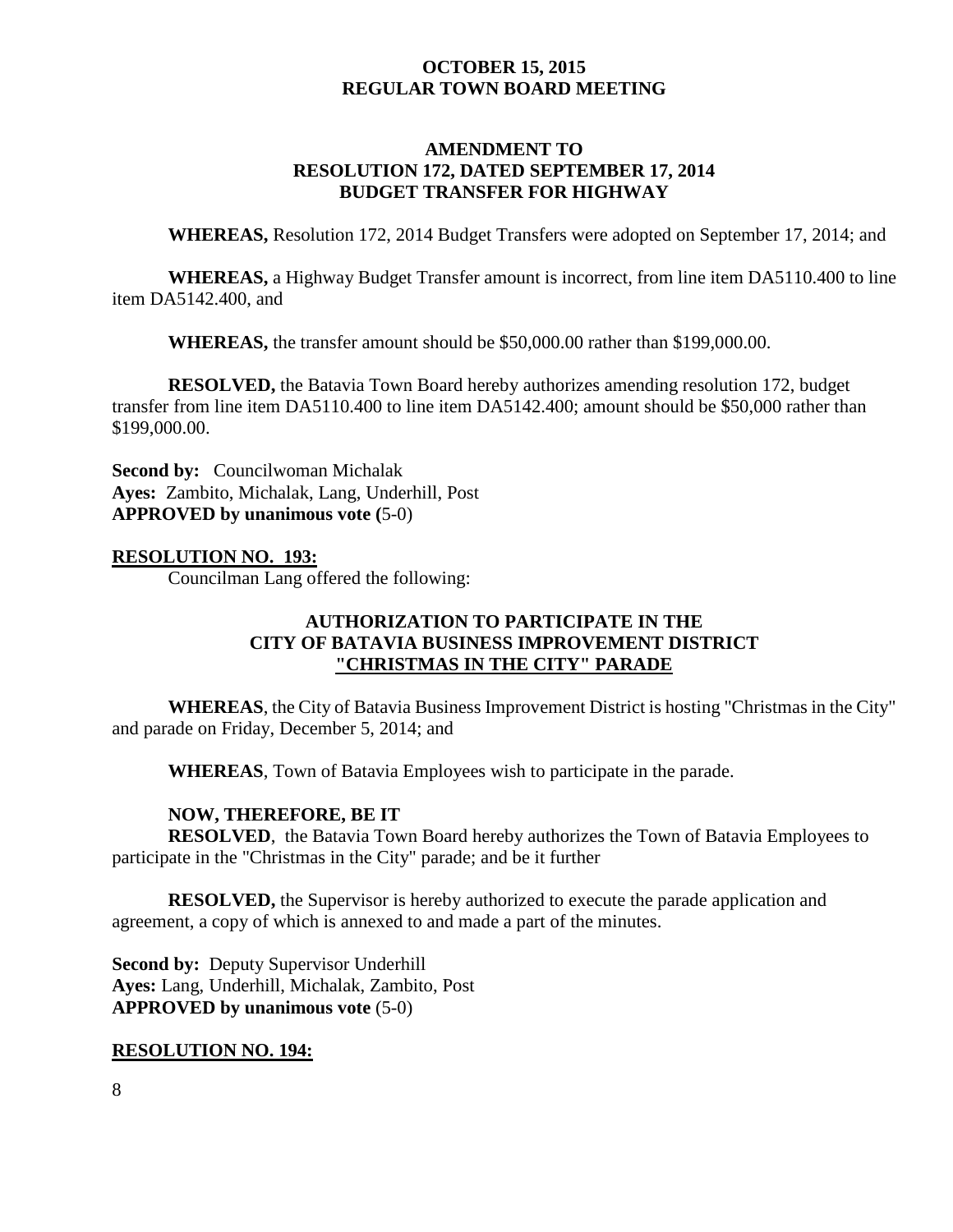**OCTOBER 15, 2015**
**REGULAR TOWN BOARD MEETING**

**AMENDMENT TO**
**RESOLUTION 172, DATED SEPTEMBER 17, 2014**
**BUDGET TRANSFER FOR HIGHWAY**

**WHEREAS,** Resolution 172, 2014 Budget Transfers were adopted on September 17, 2014; and

**WHEREAS,** a Highway Budget Transfer amount is incorrect, from line item DA5110.400 to line item DA5142.400, and

**WHEREAS,** the transfer amount should be $50,000.00 rather than $199,000.00.

**RESOLVED,** the Batavia Town Board hereby authorizes amending resolution 172, budget transfer from line item DA5110.400 to line item DA5142.400; amount should be $50,000 rather than $199,000.00.

**Second by:** Councilwoman Michalak
**Ayes:** Zambito, Michalak, Lang, Underhill, Post
**APPROVED by unanimous vote (**5-0)

**RESOLUTION NO. 193:**

Councilman Lang offered the following:

**AUTHORIZATION TO PARTICIPATE IN THE**
**CITY OF BATAVIA BUSINESS IMPROVEMENT DISTRICT**
**"CHRISTMAS IN THE CITY" PARADE**

**WHEREAS**, the City of Batavia Business Improvement District is hosting "Christmas in the City" and parade on Friday, December 5, 2014; and

**WHEREAS**, Town of Batavia Employees wish to participate in the parade.

**NOW, THEREFORE, BE IT**
**RESOLVED**, the Batavia Town Board hereby authorizes the Town of Batavia Employees to participate in the "Christmas in the City" parade; and be it further

**RESOLVED,** the Supervisor is hereby authorized to execute the parade application and agreement, a copy of which is annexed to and made a part of the minutes.

**Second by:** Deputy Supervisor Underhill
**Ayes:** Lang, Underhill, Michalak, Zambito, Post
**APPROVED by unanimous vote** (5-0)

**RESOLUTION NO. 194:**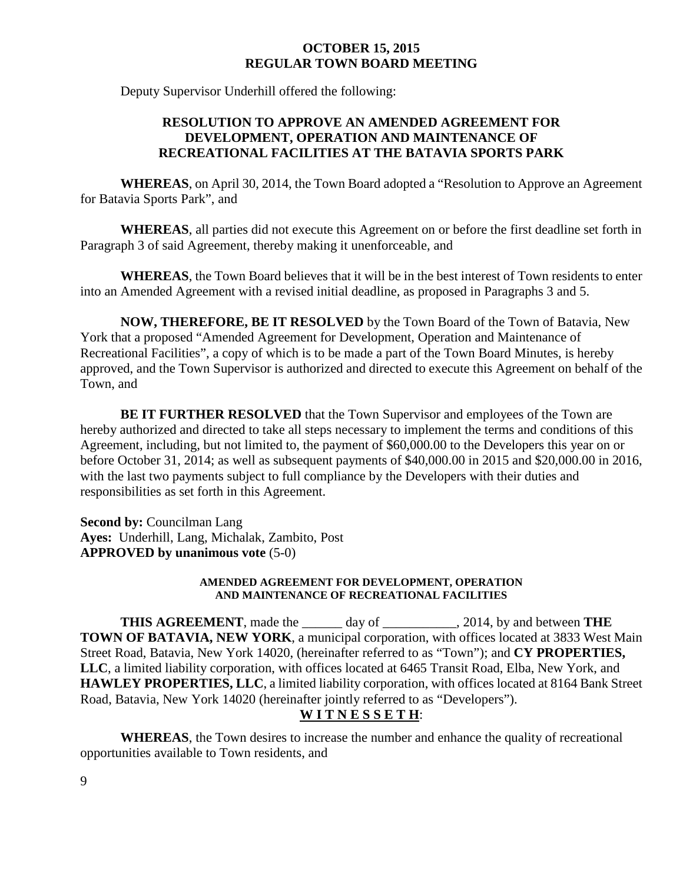**OCTOBER 15, 2015**
**REGULAR TOWN BOARD MEETING**

Deputy Supervisor Underhill offered the following:

### RESOLUTION TO APPROVE AN AMENDED AGREEMENT FOR DEVELOPMENT, OPERATION AND MAINTENANCE OF RECREATIONAL FACILITIES AT THE BATAVIA SPORTS PARK

**WHEREAS**, on April 30, 2014, the Town Board adopted a "Resolution to Approve an Agreement for Batavia Sports Park", and

**WHEREAS**, all parties did not execute this Agreement on or before the first deadline set forth in Paragraph 3 of said Agreement, thereby making it unenforceable, and

**WHEREAS**, the Town Board believes that it will be in the best interest of Town residents to enter into an Amended Agreement with a revised initial deadline, as proposed in Paragraphs 3 and 5.

**NOW, THEREFORE, BE IT RESOLVED** by the Town Board of the Town of Batavia, New York that a proposed "Amended Agreement for Development, Operation and Maintenance of Recreational Facilities", a copy of which is to be made a part of the Town Board Minutes, is hereby approved, and the Town Supervisor is authorized and directed to execute this Agreement on behalf of the Town, and

**BE IT FURTHER RESOLVED** that the Town Supervisor and employees of the Town are hereby authorized and directed to take all steps necessary to implement the terms and conditions of this Agreement, including, but not limited to, the payment of $60,000.00 to the Developers this year on or before October 31, 2014; as well as subsequent payments of $40,000.00 in 2015 and $20,000.00 in 2016, with the last two payments subject to full compliance by the Developers with their duties and responsibilities as set forth in this Agreement.

**Second by:** Councilman Lang
**Ayes:** Underhill, Lang, Michalak, Zambito, Post
**APPROVED by unanimous vote** (5-0)

#### AMENDED AGREEMENT FOR DEVELOPMENT, OPERATION AND MAINTENANCE OF RECREATIONAL FACILITIES

**THIS AGREEMENT**, made the ______ day of ___________, 2014, by and between **THE TOWN OF BATAVIA, NEW YORK**, a municipal corporation, with offices located at 3833 West Main Street Road, Batavia, New York 14020, (hereinafter referred to as "Town"); and **CY PROPERTIES, LLC**, a limited liability corporation, with offices located at 6465 Transit Road, Elba, New York, and **HAWLEY PROPERTIES, LLC**, a limited liability corporation, with offices located at 8164 Bank Street Road, Batavia, New York 14020 (hereinafter jointly referred to as "Developers").

**W I T N E S S E T H**:

**WHEREAS**, the Town desires to increase the number and enhance the quality of recreational opportunities available to Town residents, and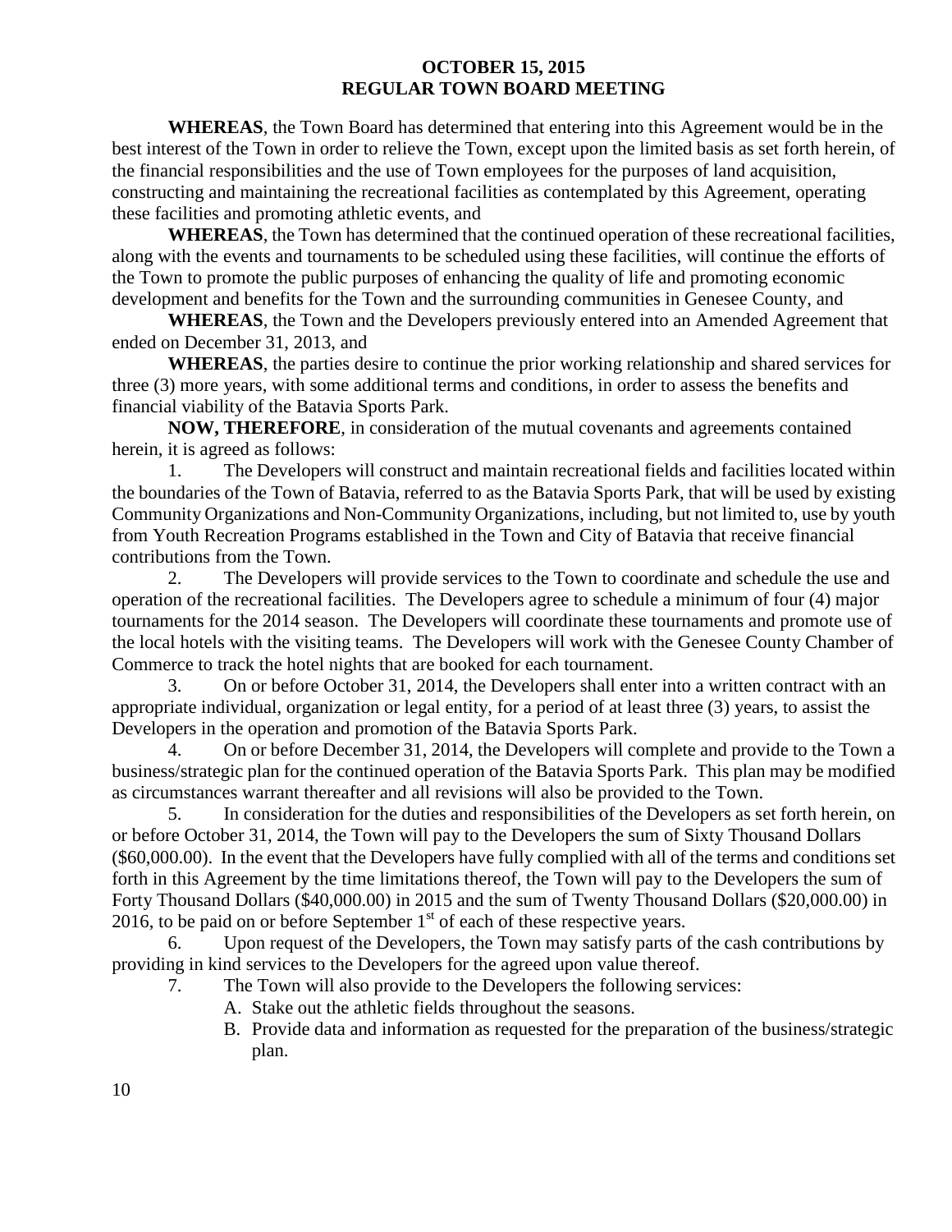**WHEREAS**, the Town Board has determined that entering into this Agreement would be in the best interest of the Town in order to relieve the Town, except upon the limited basis as set forth herein, of the financial responsibilities and the use of Town employees for the purposes of land acquisition, constructing and maintaining the recreational facilities as contemplated by this Agreement, operating these facilities and promoting athletic events, and

**WHEREAS**, the Town has determined that the continued operation of these recreational facilities, along with the events and tournaments to be scheduled using these facilities, will continue the efforts of the Town to promote the public purposes of enhancing the quality of life and promoting economic development and benefits for the Town and the surrounding communities in Genesee County, and

**WHEREAS**, the Town and the Developers previously entered into an Amended Agreement that ended on December 31, 2013, and

**WHEREAS**, the parties desire to continue the prior working relationship and shared services for three (3) more years, with some additional terms and conditions, in order to assess the benefits and financial viability of the Batavia Sports Park.

**NOW, THEREFORE**, in consideration of the mutual covenants and agreements contained herein, it is agreed as follows:

1. The Developers will construct and maintain recreational fields and facilities located within the boundaries of the Town of Batavia, referred to as the Batavia Sports Park, that will be used by existing Community Organizations and Non-Community Organizations, including, but not limited to, use by youth from Youth Recreation Programs established in the Town and City of Batavia that receive financial contributions from the Town.
2. The Developers will provide services to the Town to coordinate and schedule the use and operation of the recreational facilities. The Developers agree to schedule a minimum of four (4) major tournaments for the 2014 season. The Developers will coordinate these tournaments and promote use of the local hotels with the visiting teams. The Developers will work with the Genesee County Chamber of Commerce to track the hotel nights that are booked for each tournament.
3. On or before October 31, 2014, the Developers shall enter into a written contract with an appropriate individual, organization or legal entity, for a period of at least three (3) years, to assist the Developers in the operation and promotion of the Batavia Sports Park.
4. On or before December 31, 2014, the Developers will complete and provide to the Town a business/strategic plan for the continued operation of the Batavia Sports Park. This plan may be modified as circumstances warrant thereafter and all revisions will also be provided to the Town.
5. In consideration for the duties and responsibilities of the Developers as set forth herein, on or before October 31, 2014, the Town will pay to the Developers the sum of Sixty Thousand Dollars ($60,000.00). In the event that the Developers have fully complied with all of the terms and conditions set forth in this Agreement by the time limitations thereof, the Town will pay to the Developers the sum of Forty Thousand Dollars ($40,000.00) in 2015 and the sum of Twenty Thousand Dollars ($20,000.00) in 2016, to be paid on or before September 1st of each of these respective years.
6. Upon request of the Developers, the Town may satisfy parts of the cash contributions by providing in kind services to the Developers for the agreed upon value thereof.
7. The Town will also provide to the Developers the following services:
   - A. Stake out the athletic fields throughout the seasons.
   - B. Provide data and information as requested for the preparation of the business/strategic plan.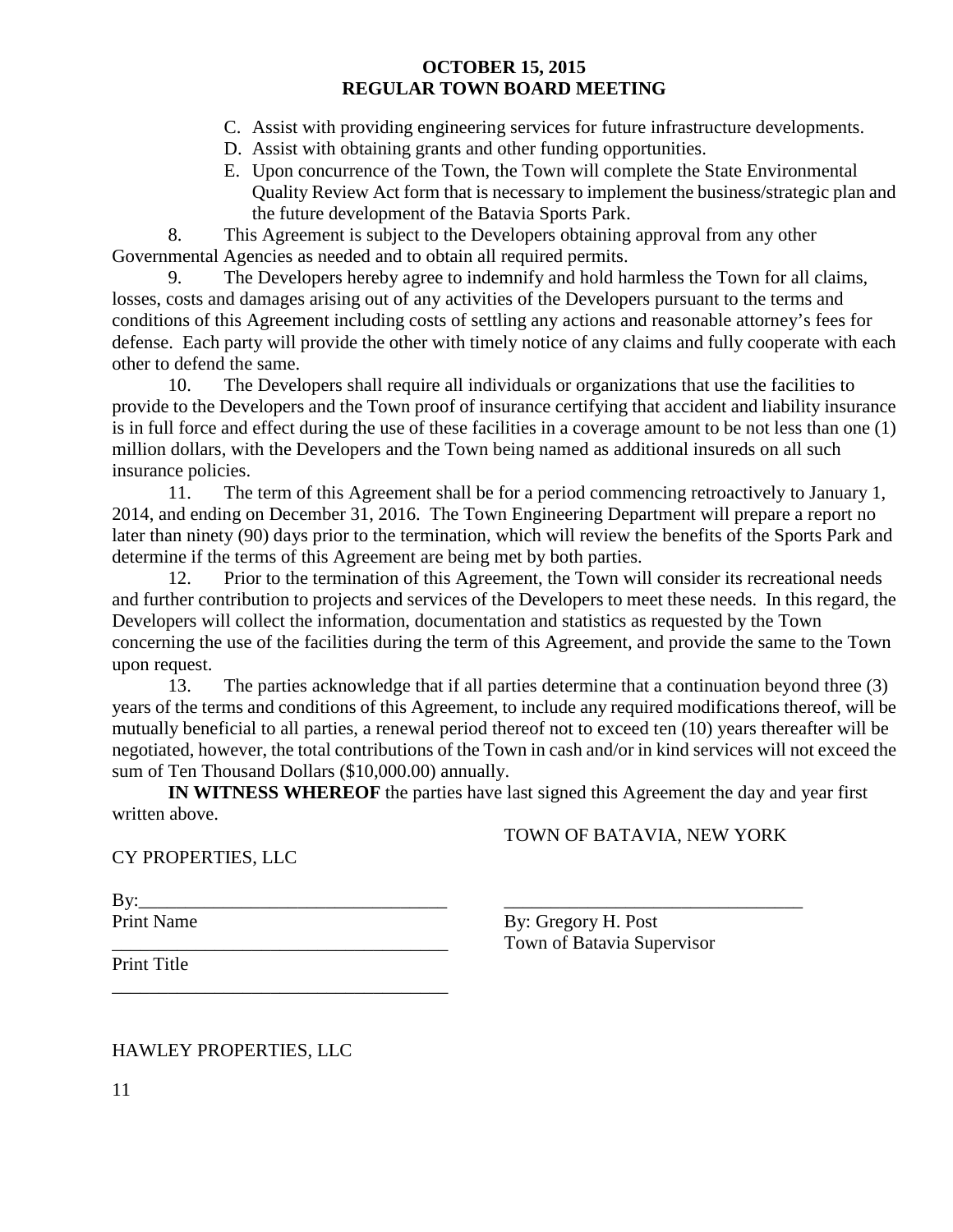C. Assist with providing engineering services for future infrastructure developments.
D. Assist with obtaining grants and other funding opportunities.
E. Upon concurrence of the Town, the Town will complete the State Environmental Quality Review Act form that is necessary to implement the business/strategic plan and the future development of the Batavia Sports Park.

8. This Agreement is subject to the Developers obtaining approval from any other Governmental Agencies as needed and to obtain all required permits.

9. The Developers hereby agree to indemnify and hold harmless the Town for all claims, losses, costs and damages arising out of any activities of the Developers pursuant to the terms and conditions of this Agreement including costs of settling any actions and reasonable attorney's fees for defense. Each party will provide the other with timely notice of any claims and fully cooperate with each other to defend the same.

10. The Developers shall require all individuals or organizations that use the facilities to provide to the Developers and the Town proof of insurance certifying that accident and liability insurance is in full force and effect during the use of these facilities in a coverage amount to be not less than one (1) million dollars, with the Developers and the Town being named as additional insureds on all such insurance policies.

11. The term of this Agreement shall be for a period commencing retroactively to January 1, 2014, and ending on December 31, 2016. The Town Engineering Department will prepare a report no later than ninety (90) days prior to the termination, which will review the benefits of the Sports Park and determine if the terms of this Agreement are being met by both parties.

12. Prior to the termination of this Agreement, the Town will consider its recreational needs and further contribution to projects and services of the Developers to meet these needs. In this regard, the Developers will collect the information, documentation and statistics as requested by the Town concerning the use of the facilities during the term of this Agreement, and provide the same to the Town upon request.

13. The parties acknowledge that if all parties determine that a continuation beyond three (3) years of the terms and conditions of this Agreement, to include any required modifications thereof, will be mutually beneficial to all parties, a renewal period thereof not to exceed ten (10) years thereafter will be negotiated, however, the total contributions of the Town in cash and/or in kind services will not exceed the sum of Ten Thousand Dollars ($10,000.00) annually.

**IN WITNESS WHEREOF** the parties have last signed this Agreement the day and year first written above.

CY PROPERTIES, LLC

By:_________________________________

Print Name

_____________________________________

Print Title

_____________________________________

TOWN OF BATAVIA, NEW YORK

_________________________________

By: Gregory H. Post
Town of Batavia Supervisor

HAWLEY PROPERTIES, LLC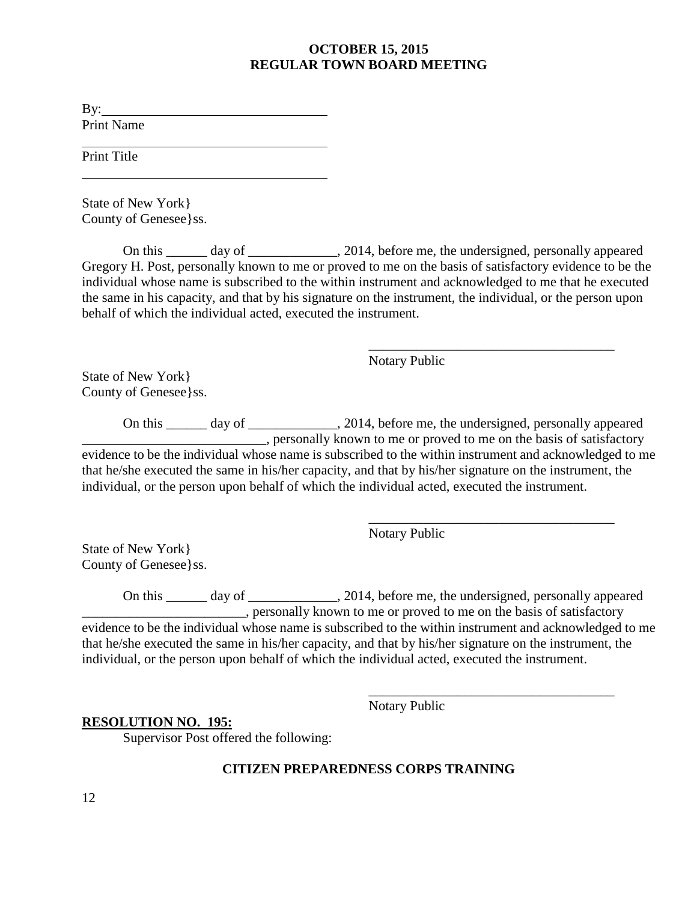By:\_\_\_\_\_\_\_\_\_\_\_\_\_\_\_\_\_\_\_\_\_\_\_\_\_\_\_\_\_\_\_\_\_\_

Print Name

\_\_\_\_\_\_\_\_\_\_\_\_\_\_\_\_\_\_\_\_\_\_\_\_\_\_\_\_\_\_\_\_\_\_\_\_

Print Title

\_\_\_\_\_\_\_\_\_\_\_\_\_\_\_\_\_\_\_\_\_\_\_\_\_\_\_\_\_\_\_\_\_\_\_\_

State of New York}
County of Genesee}ss.

On this ______ day of _____________, 2014, before me, the undersigned, personally appeared Gregory H. Post, personally known to me or proved to me on the basis of satisfactory evidence to be the individual whose name is subscribed to the within instrument and acknowledged to me that he executed the same in his capacity, and that by his signature on the instrument, the individual, or the person upon behalf of which the individual acted, executed the instrument.

\_\_\_\_\_\_\_\_\_\_\_\_\_\_\_\_\_\_\_\_\_\_\_\_\_\_\_\_\_\_\_\_\_\_\_\_\_
Notary Public

State of New York}
County of Genesee}ss.

On this ______ day of _____________, 2014, before me, the undersigned, personally appeared ___________________________, personally known to me or proved to me on the basis of satisfactory evidence to be the individual whose name is subscribed to the within instrument and acknowledged to me that he/she executed the same in his/her capacity, and that by his/her signature on the instrument, the individual, or the person upon behalf of which the individual acted, executed the instrument.

\_\_\_\_\_\_\_\_\_\_\_\_\_\_\_\_\_\_\_\_\_\_\_\_\_\_\_\_\_\_\_\_\_\_\_\_\_
Notary Public

State of New York}
County of Genesee}ss.

On this ______ day of _____________, 2014, before me, the undersigned, personally appeared ________________________, personally known to me or proved to me on the basis of satisfactory evidence to be the individual whose name is subscribed to the within instrument and acknowledged to me that he/she executed the same in his/her capacity, and that by his/her signature on the instrument, the individual, or the person upon behalf of which the individual acted, executed the instrument.

\_\_\_\_\_\_\_\_\_\_\_\_\_\_\_\_\_\_\_\_\_\_\_\_\_\_\_\_\_\_\_\_\_\_\_\_\_
Notary Public

**RESOLUTION NO. 195:**

Supervisor Post offered the following:

**CITIZEN PREPAREDNESS CORPS TRAINING**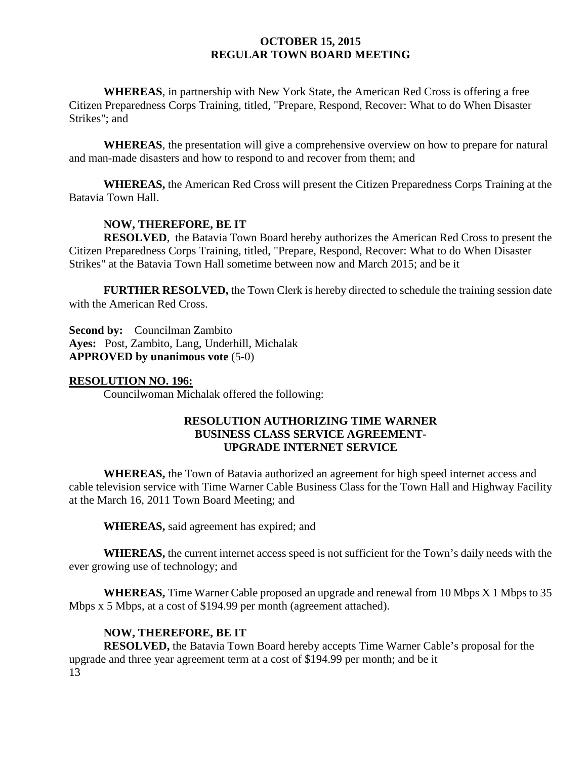**WHEREAS**, in partnership with New York State, the American Red Cross is offering a free Citizen Preparedness Corps Training, titled, "Prepare, Respond, Recover: What to do When Disaster Strikes"; and

**WHEREAS**, the presentation will give a comprehensive overview on how to prepare for natural and man-made disasters and how to respond to and recover from them; and

**WHEREAS,** the American Red Cross will present the Citizen Preparedness Corps Training at the Batavia Town Hall.

**NOW, THEREFORE, BE IT**
**RESOLVED**, the Batavia Town Board hereby authorizes the American Red Cross to present the Citizen Preparedness Corps Training, titled, "Prepare, Respond, Recover: What to do When Disaster Strikes" at the Batavia Town Hall sometime between now and March 2015; and be it

**FURTHER RESOLVED,** the Town Clerk is hereby directed to schedule the training session date with the American Red Cross.

**Second by:** Councilman Zambito
**Ayes:** Post, Zambito, Lang, Underhill, Michalak
**APPROVED by unanimous vote** (5-0)

**RESOLUTION NO. 196:**

Councilwoman Michalak offered the following:

**RESOLUTION AUTHORIZING TIME WARNER BUSINESS CLASS SERVICE AGREEMENT- UPGRADE INTERNET SERVICE**

**WHEREAS,** the Town of Batavia authorized an agreement for high speed internet access and cable television service with Time Warner Cable Business Class for the Town Hall and Highway Facility at the March 16, 2011 Town Board Meeting; and

**WHEREAS,** said agreement has expired; and

**WHEREAS,** the current internet access speed is not sufficient for the Town's daily needs with the ever growing use of technology; and

**WHEREAS,** Time Warner Cable proposed an upgrade and renewal from 10 Mbps X 1 Mbps to 35 Mbps x 5 Mbps, at a cost of $194.99 per month (agreement attached).

**NOW, THEREFORE, BE IT**
**RESOLVED,** the Batavia Town Board hereby accepts Time Warner Cable's proposal for the upgrade and three year agreement term at a cost of $194.99 per month; and be it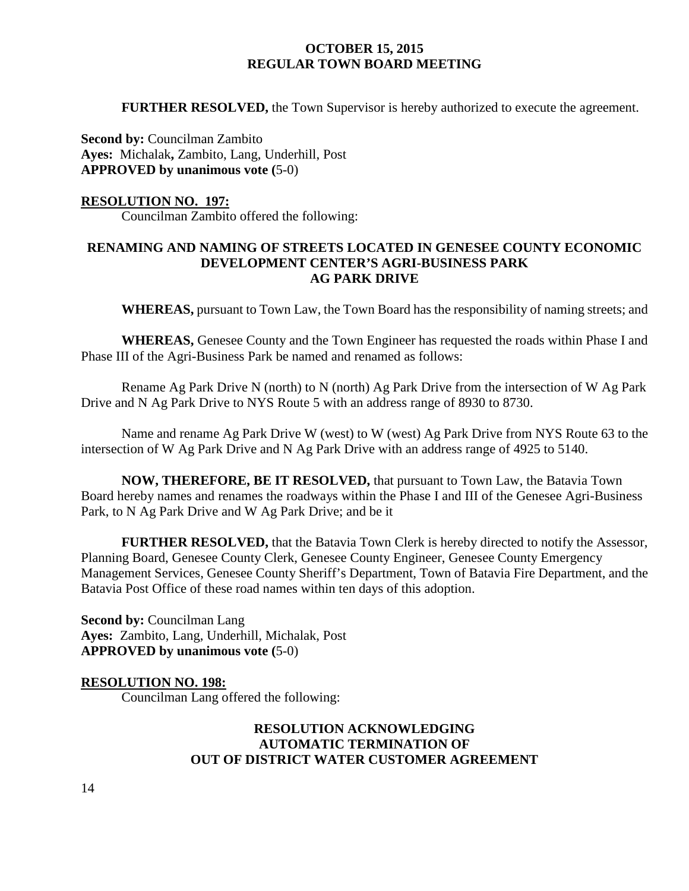**FURTHER RESOLVED,** the Town Supervisor is hereby authorized to execute the agreement.

**Second by:** Councilman Zambito
**Ayes:** Michalak**,** Zambito, Lang, Underhill, Post
**APPROVED by unanimous vote (**5-0)

**RESOLUTION NO. 197:**

Councilman Zambito offered the following:

**RENAMING AND NAMING OF STREETS LOCATED IN GENESEE COUNTY ECONOMIC DEVELOPMENT CENTER'S AGRI-BUSINESS PARK AG PARK DRIVE**

**WHEREAS,** pursuant to Town Law, the Town Board has the responsibility of naming streets; and

**WHEREAS,** Genesee County and the Town Engineer has requested the roads within Phase I and Phase III of the Agri-Business Park be named and renamed as follows:

Rename Ag Park Drive N (north) to N (north) Ag Park Drive from the intersection of W Ag Park Drive and N Ag Park Drive to NYS Route 5 with an address range of 8930 to 8730.

Name and rename Ag Park Drive W (west) to W (west) Ag Park Drive from NYS Route 63 to the intersection of W Ag Park Drive and N Ag Park Drive with an address range of 4925 to 5140.

**NOW, THEREFORE, BE IT RESOLVED,** that pursuant to Town Law, the Batavia Town Board hereby names and renames the roadways within the Phase I and III of the Genesee Agri-Business Park, to N Ag Park Drive and W Ag Park Drive; and be it

**FURTHER RESOLVED,** that the Batavia Town Clerk is hereby directed to notify the Assessor, Planning Board, Genesee County Clerk, Genesee County Engineer, Genesee County Emergency Management Services, Genesee County Sheriff's Department, Town of Batavia Fire Department, and the Batavia Post Office of these road names within ten days of this adoption.

**Second by:** Councilman Lang
**Ayes:** Zambito, Lang, Underhill, Michalak, Post
**APPROVED by unanimous vote (**5-0)

**RESOLUTION NO. 198:**

Councilman Lang offered the following:

**RESOLUTION ACKNOWLEDGING AUTOMATIC TERMINATION OF OUT OF DISTRICT WATER CUSTOMER AGREEMENT**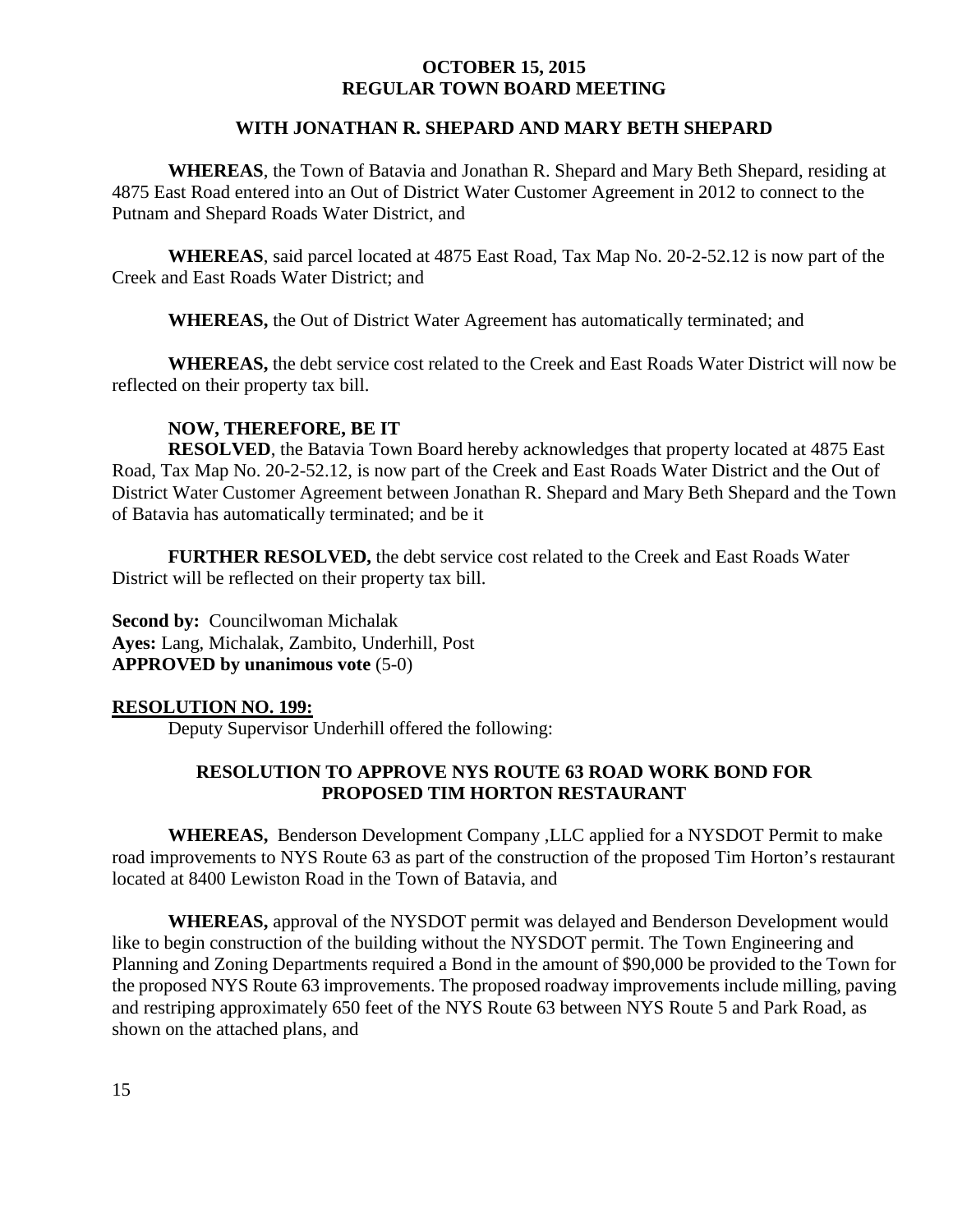**WITH JONATHAN R. SHEPARD AND MARY BETH SHEPARD**

**WHEREAS**, the Town of Batavia and Jonathan R. Shepard and Mary Beth Shepard, residing at 4875 East Road entered into an Out of District Water Customer Agreement in 2012 to connect to the Putnam and Shepard Roads Water District, and

**WHEREAS**, said parcel located at 4875 East Road, Tax Map No. 20-2-52.12 is now part of the Creek and East Roads Water District; and

**WHEREAS,** the Out of District Water Agreement has automatically terminated; and

**WHEREAS,** the debt service cost related to the Creek and East Roads Water District will now be reflected on their property tax bill.

**NOW, THEREFORE, BE IT**

**RESOLVED**, the Batavia Town Board hereby acknowledges that property located at 4875 East Road, Tax Map No. 20-2-52.12, is now part of the Creek and East Roads Water District and the Out of District Water Customer Agreement between Jonathan R. Shepard and Mary Beth Shepard and the Town of Batavia has automatically terminated; and be it

**FURTHER RESOLVED,** the debt service cost related to the Creek and East Roads Water District will be reflected on their property tax bill.

**Second by:** Councilwoman Michalak
**Ayes:** Lang, Michalak, Zambito, Underhill, Post
**APPROVED by unanimous vote** (5-0)

**RESOLUTION NO. 199:**

Deputy Supervisor Underhill offered the following:

**RESOLUTION TO APPROVE NYS ROUTE 63 ROAD WORK BOND FOR PROPOSED TIM HORTON RESTAURANT**

**WHEREAS,** Benderson Development Company ,LLC applied for a NYSDOT Permit to make road improvements to NYS Route 63 as part of the construction of the proposed Tim Horton's restaurant located at 8400 Lewiston Road in the Town of Batavia, and

**WHEREAS,** approval of the NYSDOT permit was delayed and Benderson Development would like to begin construction of the building without the NYSDOT permit. The Town Engineering and Planning and Zoning Departments required a Bond in the amount of $90,000 be provided to the Town for the proposed NYS Route 63 improvements. The proposed roadway improvements include milling, paving and restriping approximately 650 feet of the NYS Route 63 between NYS Route 5 and Park Road, as shown on the attached plans, and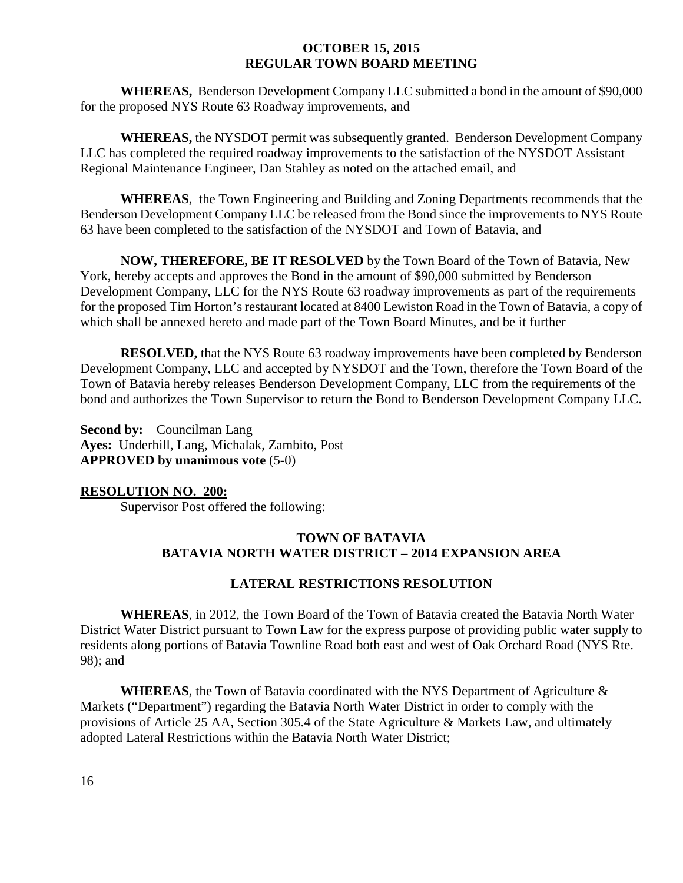**WHEREAS,** Benderson Development Company LLC submitted a bond in the amount of $90,000 for the proposed NYS Route 63 Roadway improvements, and

**WHEREAS,** the NYSDOT permit was subsequently granted. Benderson Development Company LLC has completed the required roadway improvements to the satisfaction of the NYSDOT Assistant Regional Maintenance Engineer, Dan Stahley as noted on the attached email, and

**WHEREAS**, the Town Engineering and Building and Zoning Departments recommends that the Benderson Development Company LLC be released from the Bond since the improvements to NYS Route 63 have been completed to the satisfaction of the NYSDOT and Town of Batavia, and

**NOW, THEREFORE, BE IT RESOLVED** by the Town Board of the Town of Batavia, New York, hereby accepts and approves the Bond in the amount of $90,000 submitted by Benderson Development Company, LLC for the NYS Route 63 roadway improvements as part of the requirements for the proposed Tim Horton's restaurant located at 8400 Lewiston Road in the Town of Batavia, a copy of which shall be annexed hereto and made part of the Town Board Minutes, and be it further

**RESOLVED,** that the NYS Route 63 roadway improvements have been completed by Benderson Development Company, LLC and accepted by NYSDOT and the Town, therefore the Town Board of the Town of Batavia hereby releases Benderson Development Company, LLC from the requirements of the bond and authorizes the Town Supervisor to return the Bond to Benderson Development Company LLC.

**Second by:** Councilman Lang
**Ayes:** Underhill, Lang, Michalak, Zambito, Post
**APPROVED by unanimous vote** (5-0)

**RESOLUTION NO. 200:**

Supervisor Post offered the following:

**TOWN OF BATAVIA**
**BATAVIA NORTH WATER DISTRICT – 2014 EXPANSION AREA**

**LATERAL RESTRICTIONS RESOLUTION**

**WHEREAS**, in 2012, the Town Board of the Town of Batavia created the Batavia North Water District Water District pursuant to Town Law for the express purpose of providing public water supply to residents along portions of Batavia Townline Road both east and west of Oak Orchard Road (NYS Rte. 98); and

**WHEREAS**, the Town of Batavia coordinated with the NYS Department of Agriculture & Markets ("Department") regarding the Batavia North Water District in order to comply with the provisions of Article 25 AA, Section 305.4 of the State Agriculture & Markets Law, and ultimately adopted Lateral Restrictions within the Batavia North Water District;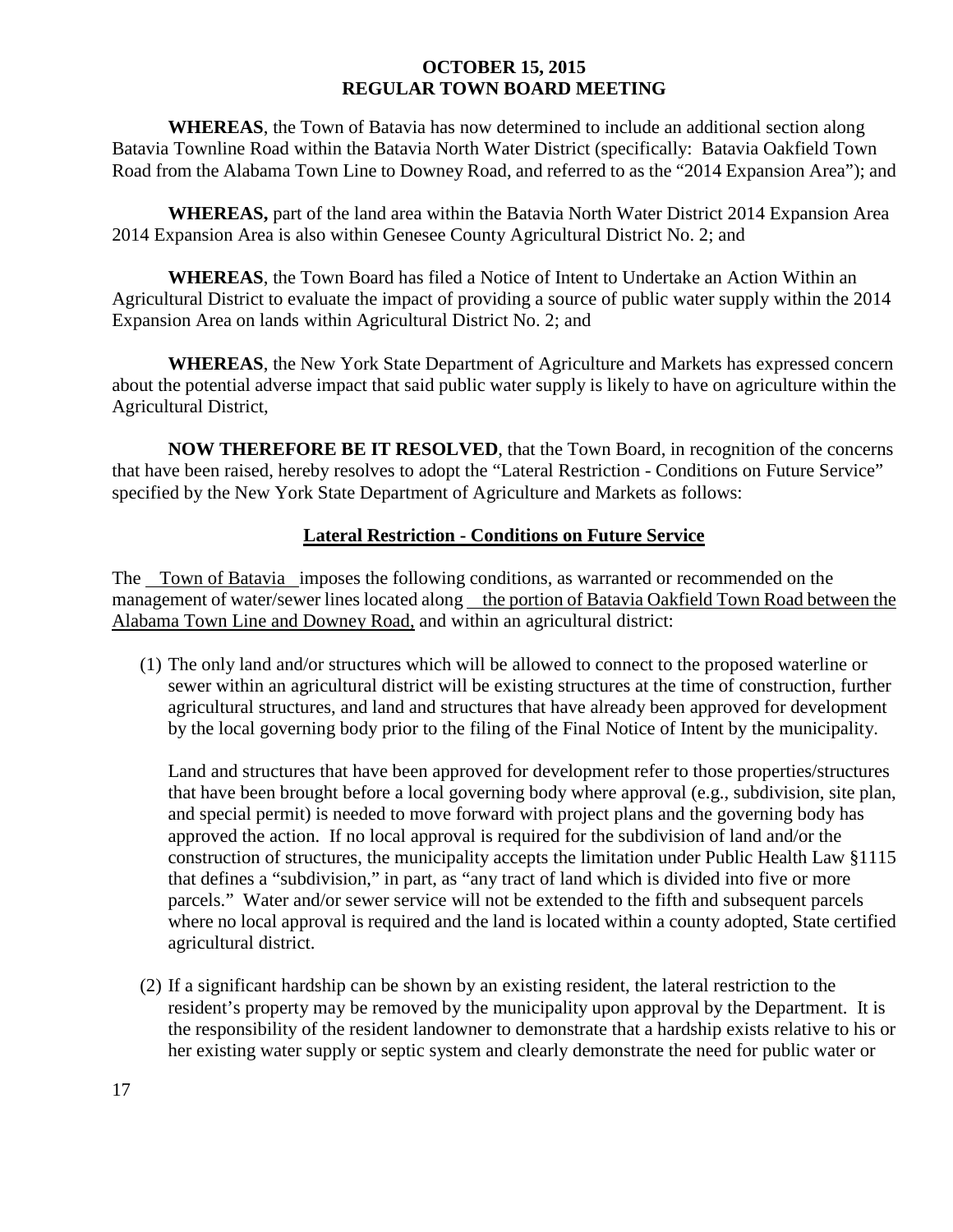**WHEREAS**, the Town of Batavia has now determined to include an additional section along Batavia Townline Road within the Batavia North Water District (specifically: Batavia Oakfield Town Road from the Alabama Town Line to Downey Road, and referred to as the "2014 Expansion Area"); and

**WHEREAS,** part of the land area within the Batavia North Water District 2014 Expansion Area 2014 Expansion Area is also within Genesee County Agricultural District No. 2; and

**WHEREAS**, the Town Board has filed a Notice of Intent to Undertake an Action Within an Agricultural District to evaluate the impact of providing a source of public water supply within the 2014 Expansion Area on lands within Agricultural District No. 2; and

**WHEREAS**, the New York State Department of Agriculture and Markets has expressed concern about the potential adverse impact that said public water supply is likely to have on agriculture within the Agricultural District,

**NOW THEREFORE BE IT RESOLVED**, that the Town Board, in recognition of the concerns that have been raised, hereby resolves to adopt the "Lateral Restriction - Conditions on Future Service" specified by the New York State Department of Agriculture and Markets as follows:

**Lateral Restriction - Conditions on Future Service**

The Town of Batavia imposes the following conditions, as warranted or recommended on the management of water/sewer lines located along the portion of Batavia Oakfield Town Road between the Alabama Town Line and Downey Road, and within an agricultural district:

(1) The only land and/or structures which will be allowed to connect to the proposed waterline or sewer within an agricultural district will be existing structures at the time of construction, further agricultural structures, and land and structures that have already been approved for development by the local governing body prior to the filing of the Final Notice of Intent by the municipality.

    Land and structures that have been approved for development refer to those properties/structures that have been brought before a local governing body where approval (e.g., subdivision, site plan, and special permit) is needed to move forward with project plans and the governing body has approved the action. If no local approval is required for the subdivision of land and/or the construction of structures, the municipality accepts the limitation under Public Health Law §1115 that defines a "subdivision," in part, as "any tract of land which is divided into five or more parcels." Water and/or sewer service will not be extended to the fifth and subsequent parcels where no local approval is required and the land is located within a county adopted, State certified agricultural district.

(2) If a significant hardship can be shown by an existing resident, the lateral restriction to the resident's property may be removed by the municipality upon approval by the Department. It is the responsibility of the resident landowner to demonstrate that a hardship exists relative to his or her existing water supply or septic system and clearly demonstrate the need for public water or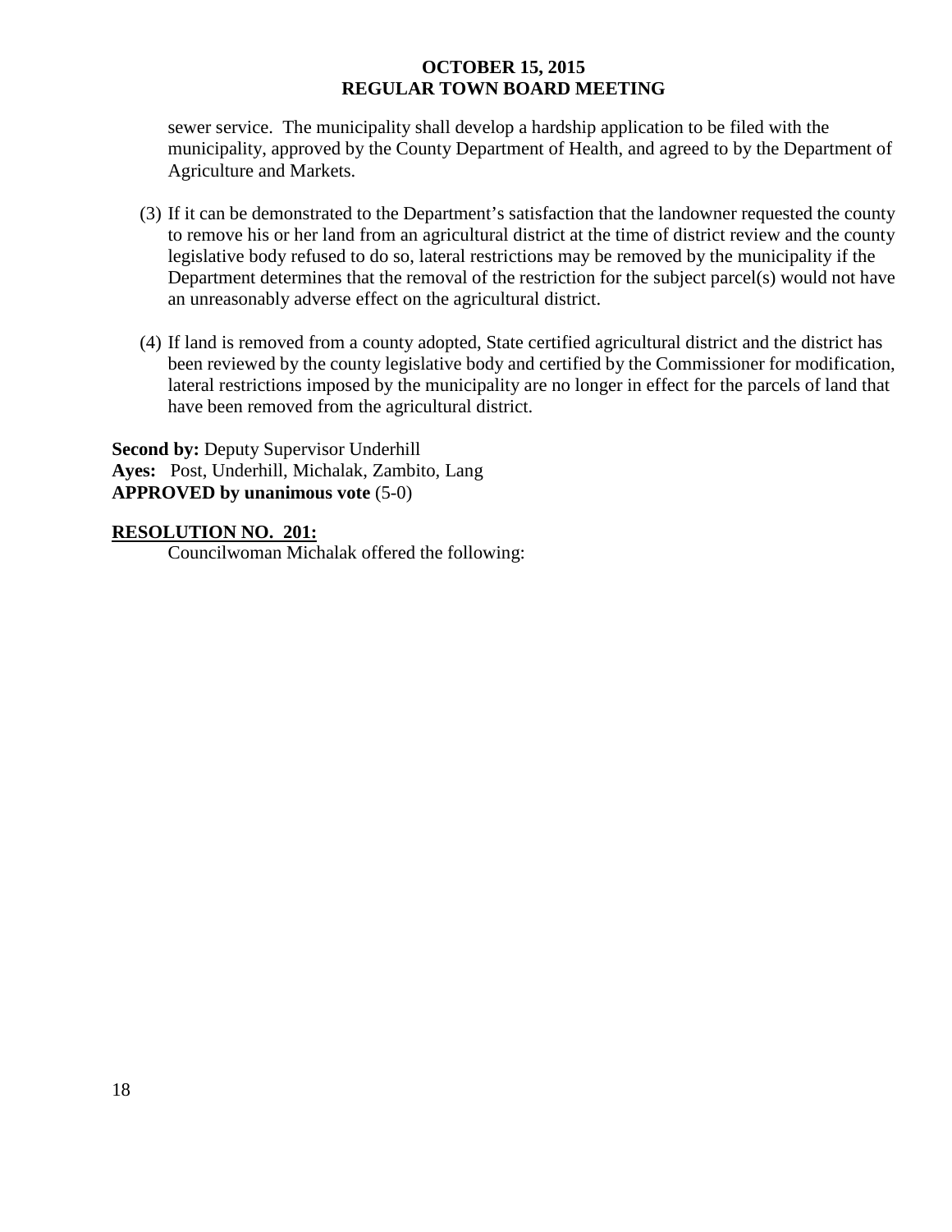sewer service. The municipality shall develop a hardship application to be filed with the municipality, approved by the County Department of Health, and agreed to by the Department of Agriculture and Markets.

(3) If it can be demonstrated to the Department's satisfaction that the landowner requested the county to remove his or her land from an agricultural district at the time of district review and the county legislative body refused to do so, lateral restrictions may be removed by the municipality if the Department determines that the removal of the restriction for the subject parcel(s) would not have an unreasonably adverse effect on the agricultural district.

(4) If land is removed from a county adopted, State certified agricultural district and the district has been reviewed by the county legislative body and certified by the Commissioner for modification, lateral restrictions imposed by the municipality are no longer in effect for the parcels of land that have been removed from the agricultural district.

**Second by:** Deputy Supervisor Underhill
**Ayes:** Post, Underhill, Michalak, Zambito, Lang
**APPROVED by unanimous vote** (5-0)

**RESOLUTION NO. 201:**

Councilwoman Michalak offered the following: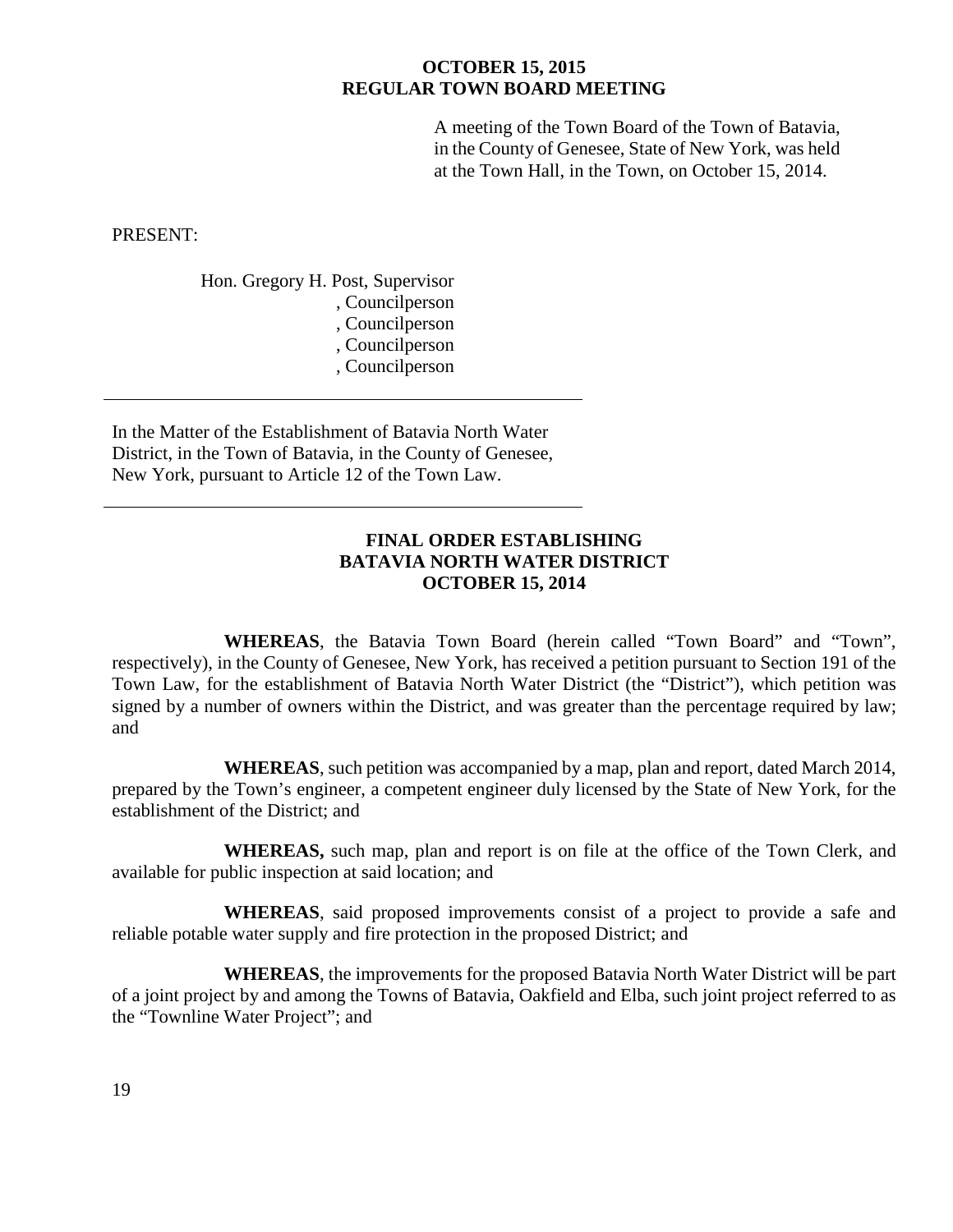**OCTOBER 15, 2015**
**REGULAR TOWN BOARD MEETING**

A meeting of the Town Board of the Town of Batavia, in the County of Genesee, State of New York, was held at the Town Hall, in the Town, on October 15, 2014.

PRESENT:

Hon. Gregory H. Post, Supervisor
, Councilperson
, Councilperson
, Councilperson
, Councilperson

---

In the Matter of the Establishment of Batavia North Water District, in the Town of Batavia, in the County of Genesee, New York, pursuant to Article 12 of the Town Law.

---

**FINAL ORDER ESTABLISHING**
**BATAVIA NORTH WATER DISTRICT**
**OCTOBER 15, 2014**

**WHEREAS**, the Batavia Town Board (herein called "Town Board" and "Town", respectively), in the County of Genesee, New York, has received a petition pursuant to Section 191 of the Town Law, for the establishment of Batavia North Water District (the "District"), which petition was signed by a number of owners within the District, and was greater than the percentage required by law; and

**WHEREAS**, such petition was accompanied by a map, plan and report, dated March 2014, prepared by the Town's engineer, a competent engineer duly licensed by the State of New York, for the establishment of the District; and

**WHEREAS,** such map, plan and report is on file at the office of the Town Clerk, and available for public inspection at said location; and

**WHEREAS**, said proposed improvements consist of a project to provide a safe and reliable potable water supply and fire protection in the proposed District; and

**WHEREAS**, the improvements for the proposed Batavia North Water District will be part of a joint project by and among the Towns of Batavia, Oakfield and Elba, such joint project referred to as the "Townline Water Project"; and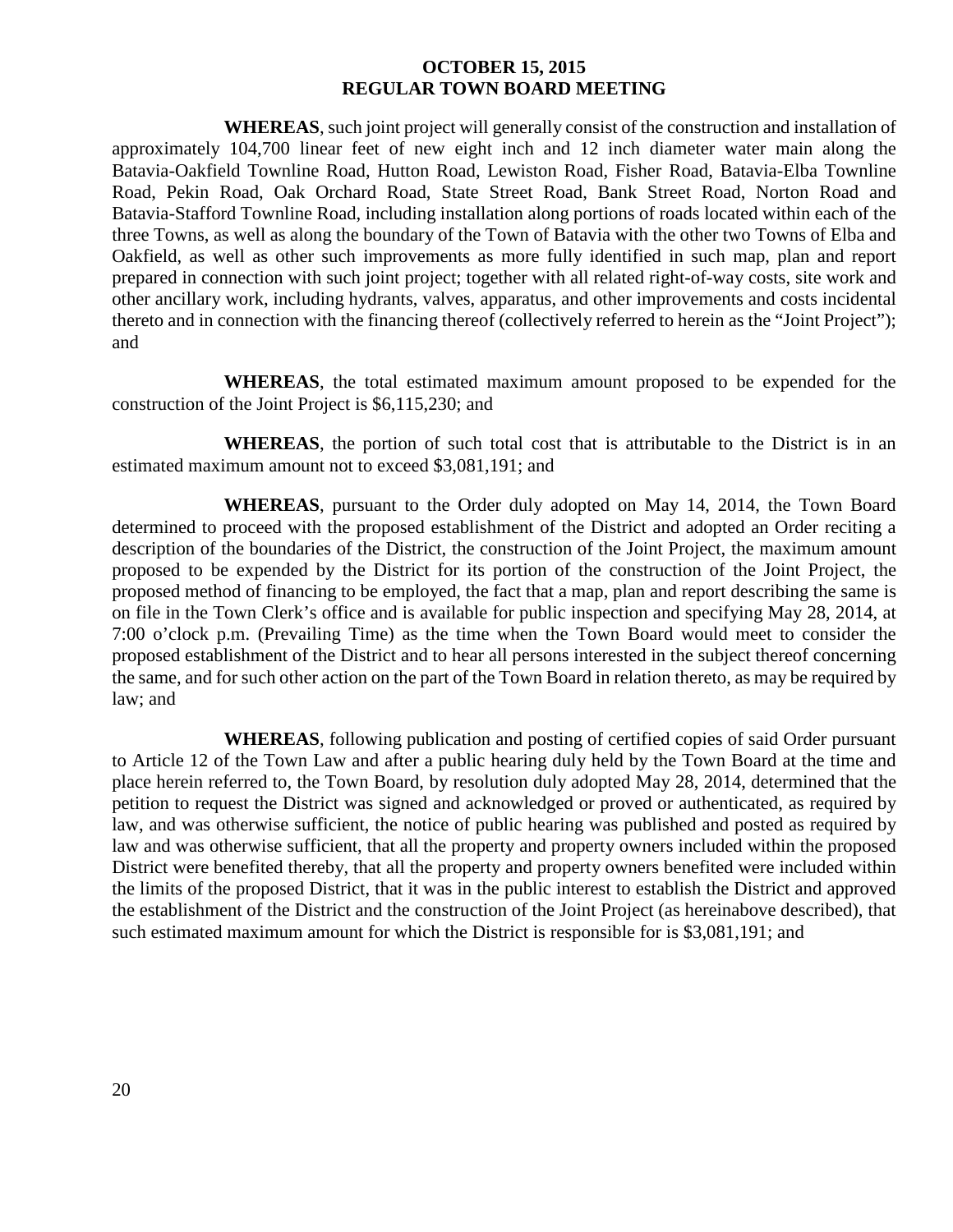**WHEREAS**, such joint project will generally consist of the construction and installation of approximately 104,700 linear feet of new eight inch and 12 inch diameter water main along the Batavia-Oakfield Townline Road, Hutton Road, Lewiston Road, Fisher Road, Batavia-Elba Townline Road, Pekin Road, Oak Orchard Road, State Street Road, Bank Street Road, Norton Road and Batavia-Stafford Townline Road, including installation along portions of roads located within each of the three Towns, as well as along the boundary of the Town of Batavia with the other two Towns of Elba and Oakfield, as well as other such improvements as more fully identified in such map, plan and report prepared in connection with such joint project; together with all related right-of-way costs, site work and other ancillary work, including hydrants, valves, apparatus, and other improvements and costs incidental thereto and in connection with the financing thereof (collectively referred to herein as the "Joint Project"); and

**WHEREAS**, the total estimated maximum amount proposed to be expended for the construction of the Joint Project is $6,115,230; and

**WHEREAS**, the portion of such total cost that is attributable to the District is in an estimated maximum amount not to exceed $3,081,191; and

**WHEREAS**, pursuant to the Order duly adopted on May 14, 2014, the Town Board determined to proceed with the proposed establishment of the District and adopted an Order reciting a description of the boundaries of the District, the construction of the Joint Project, the maximum amount proposed to be expended by the District for its portion of the construction of the Joint Project, the proposed method of financing to be employed, the fact that a map, plan and report describing the same is on file in the Town Clerk's office and is available for public inspection and specifying May 28, 2014, at 7:00 o'clock p.m. (Prevailing Time) as the time when the Town Board would meet to consider the proposed establishment of the District and to hear all persons interested in the subject thereof concerning the same, and for such other action on the part of the Town Board in relation thereto, as may be required by law; and

**WHEREAS**, following publication and posting of certified copies of said Order pursuant to Article 12 of the Town Law and after a public hearing duly held by the Town Board at the time and place herein referred to, the Town Board, by resolution duly adopted May 28, 2014, determined that the petition to request the District was signed and acknowledged or proved or authenticated, as required by law, and was otherwise sufficient, the notice of public hearing was published and posted as required by law and was otherwise sufficient, that all the property and property owners included within the proposed District were benefited thereby, that all the property and property owners benefited were included within the limits of the proposed District, that it was in the public interest to establish the District and approved the establishment of the District and the construction of the Joint Project (as hereinabove described), that such estimated maximum amount for which the District is responsible for is $3,081,191; and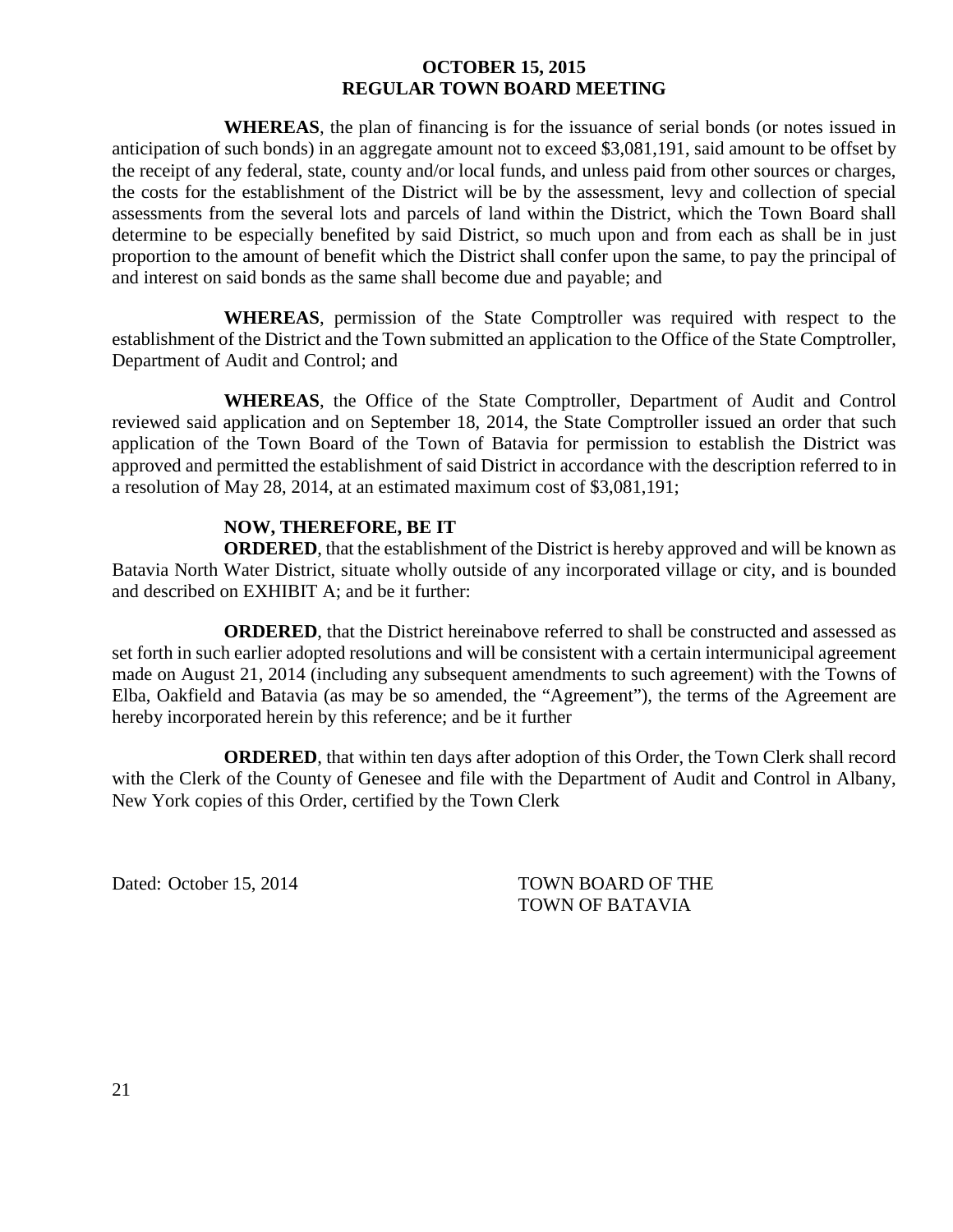**WHEREAS**, the plan of financing is for the issuance of serial bonds (or notes issued in anticipation of such bonds) in an aggregate amount not to exceed $3,081,191, said amount to be offset by the receipt of any federal, state, county and/or local funds, and unless paid from other sources or charges, the costs for the establishment of the District will be by the assessment, levy and collection of special assessments from the several lots and parcels of land within the District, which the Town Board shall determine to be especially benefited by said District, so much upon and from each as shall be in just proportion to the amount of benefit which the District shall confer upon the same, to pay the principal of and interest on said bonds as the same shall become due and payable; and

**WHEREAS**, permission of the State Comptroller was required with respect to the establishment of the District and the Town submitted an application to the Office of the State Comptroller, Department of Audit and Control; and

**WHEREAS**, the Office of the State Comptroller, Department of Audit and Control reviewed said application and on September 18, 2014, the State Comptroller issued an order that such application of the Town Board of the Town of Batavia for permission to establish the District was approved and permitted the establishment of said District in accordance with the description referred to in a resolution of May 28, 2014, at an estimated maximum cost of $3,081,191;

**NOW, THEREFORE, BE IT**

**ORDERED**, that the establishment of the District is hereby approved and will be known as Batavia North Water District, situate wholly outside of any incorporated village or city, and is bounded and described on EXHIBIT A; and be it further:

**ORDERED**, that the District hereinabove referred to shall be constructed and assessed as set forth in such earlier adopted resolutions and will be consistent with a certain intermunicipal agreement made on August 21, 2014 (including any subsequent amendments to such agreement) with the Towns of Elba, Oakfield and Batavia (as may be so amended, the "Agreement"), the terms of the Agreement are hereby incorporated herein by this reference; and be it further

**ORDERED**, that within ten days after adoption of this Order, the Town Clerk shall record with the Clerk of the County of Genesee and file with the Department of Audit and Control in Albany, New York copies of this Order, certified by the Town Clerk

Dated: October 15, 2014

TOWN BOARD OF THE
TOWN OF BATAVIA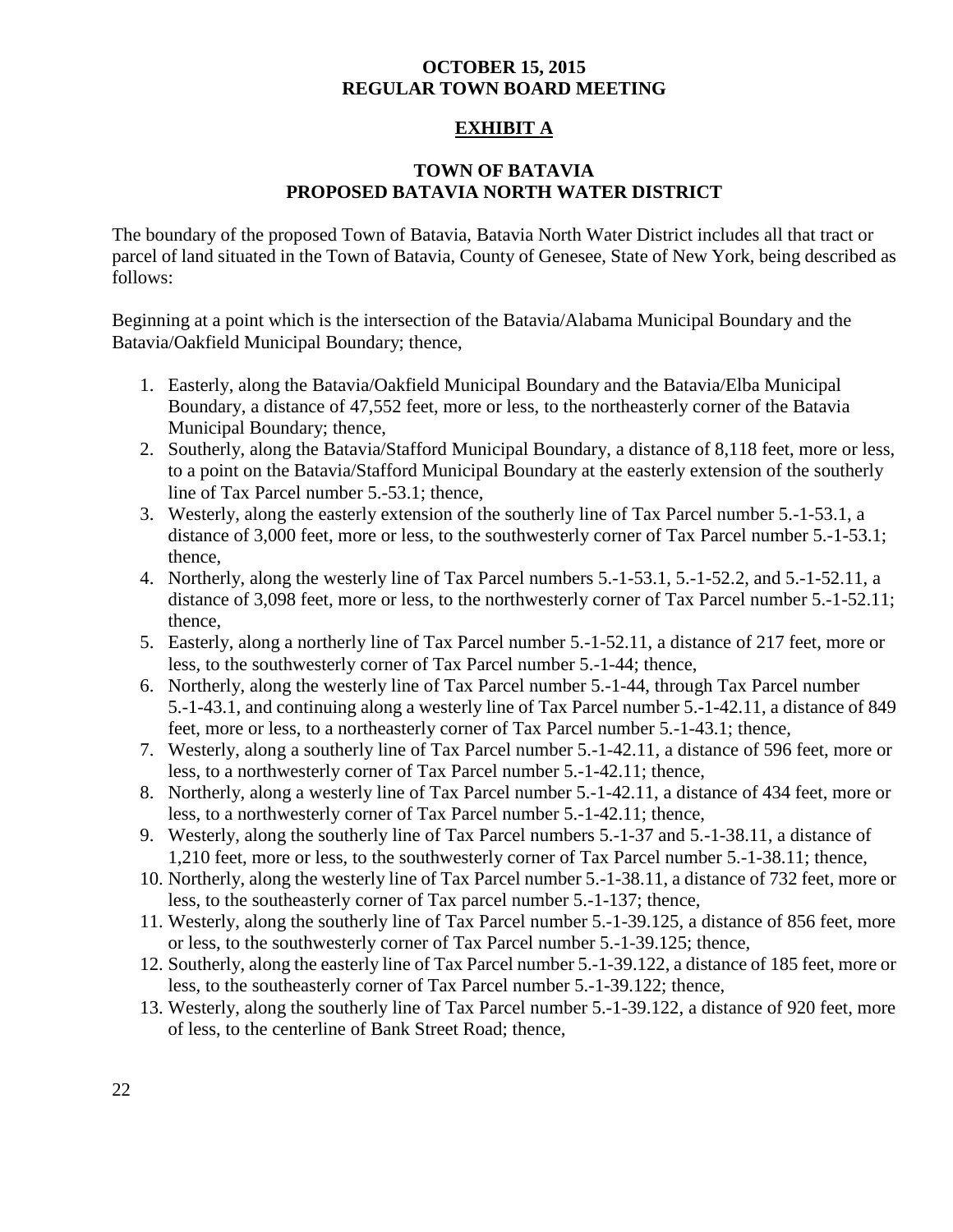**OCTOBER 15, 2015**
**REGULAR TOWN BOARD MEETING**

## EXHIBIT A

## TOWN OF BATAVIA
## PROPOSED BATAVIA NORTH WATER DISTRICT

The boundary of the proposed Town of Batavia, Batavia North Water District includes all that tract or parcel of land situated in the Town of Batavia, County of Genesee, State of New York, being described as follows:

Beginning at a point which is the intersection of the Batavia/Alabama Municipal Boundary and the Batavia/Oakfield Municipal Boundary; thence,

1. Easterly, along the Batavia/Oakfield Municipal Boundary and the Batavia/Elba Municipal Boundary, a distance of 47,552 feet, more or less, to the northeasterly corner of the Batavia Municipal Boundary; thence,
2. Southerly, along the Batavia/Stafford Municipal Boundary, a distance of 8,118 feet, more or less, to a point on the Batavia/Stafford Municipal Boundary at the easterly extension of the southerly line of Tax Parcel number 5.-53.1; thence,
3. Westerly, along the easterly extension of the southerly line of Tax Parcel number 5.-1-53.1, a distance of 3,000 feet, more or less, to the southwesterly corner of Tax Parcel number 5.-1-53.1; thence,
4. Northerly, along the westerly line of Tax Parcel numbers 5.-1-53.1, 5.-1-52.2, and 5.-1-52.11, a distance of 3,098 feet, more or less, to the northwesterly corner of Tax Parcel number 5.-1-52.11; thence,
5. Easterly, along a northerly line of Tax Parcel number 5.-1-52.11, a distance of 217 feet, more or less, to the southwesterly corner of Tax Parcel number 5.-1-44; thence,
6. Northerly, along the westerly line of Tax Parcel number 5.-1-44, through Tax Parcel number 5.-1-43.1, and continuing along a westerly line of Tax Parcel number 5.-1-42.11, a distance of 849 feet, more or less, to a northeasterly corner of Tax Parcel number 5.-1-43.1; thence,
7. Westerly, along a southerly line of Tax Parcel number 5.-1-42.11, a distance of 596 feet, more or less, to a northwesterly corner of Tax Parcel number 5.-1-42.11; thence,
8. Northerly, along a westerly line of Tax Parcel number 5.-1-42.11, a distance of 434 feet, more or less, to a northwesterly corner of Tax Parcel number 5.-1-42.11; thence,
9. Westerly, along the southerly line of Tax Parcel numbers 5.-1-37 and 5.-1-38.11, a distance of 1,210 feet, more or less, to the southwesterly corner of Tax Parcel number 5.-1-38.11; thence,
10. Northerly, along the westerly line of Tax Parcel number 5.-1-38.11, a distance of 732 feet, more or less, to the southeasterly corner of Tax parcel number 5.-1-137; thence,
11. Westerly, along the southerly line of Tax Parcel number 5.-1-39.125, a distance of 856 feet, more or less, to the southwesterly corner of Tax Parcel number 5.-1-39.125; thence,
12. Southerly, along the easterly line of Tax Parcel number 5.-1-39.122, a distance of 185 feet, more or less, to the southeasterly corner of Tax Parcel number 5.-1-39.122; thence,
13. Westerly, along the southerly line of Tax Parcel number 5.-1-39.122, a distance of 920 feet, more of less, to the centerline of Bank Street Road; thence,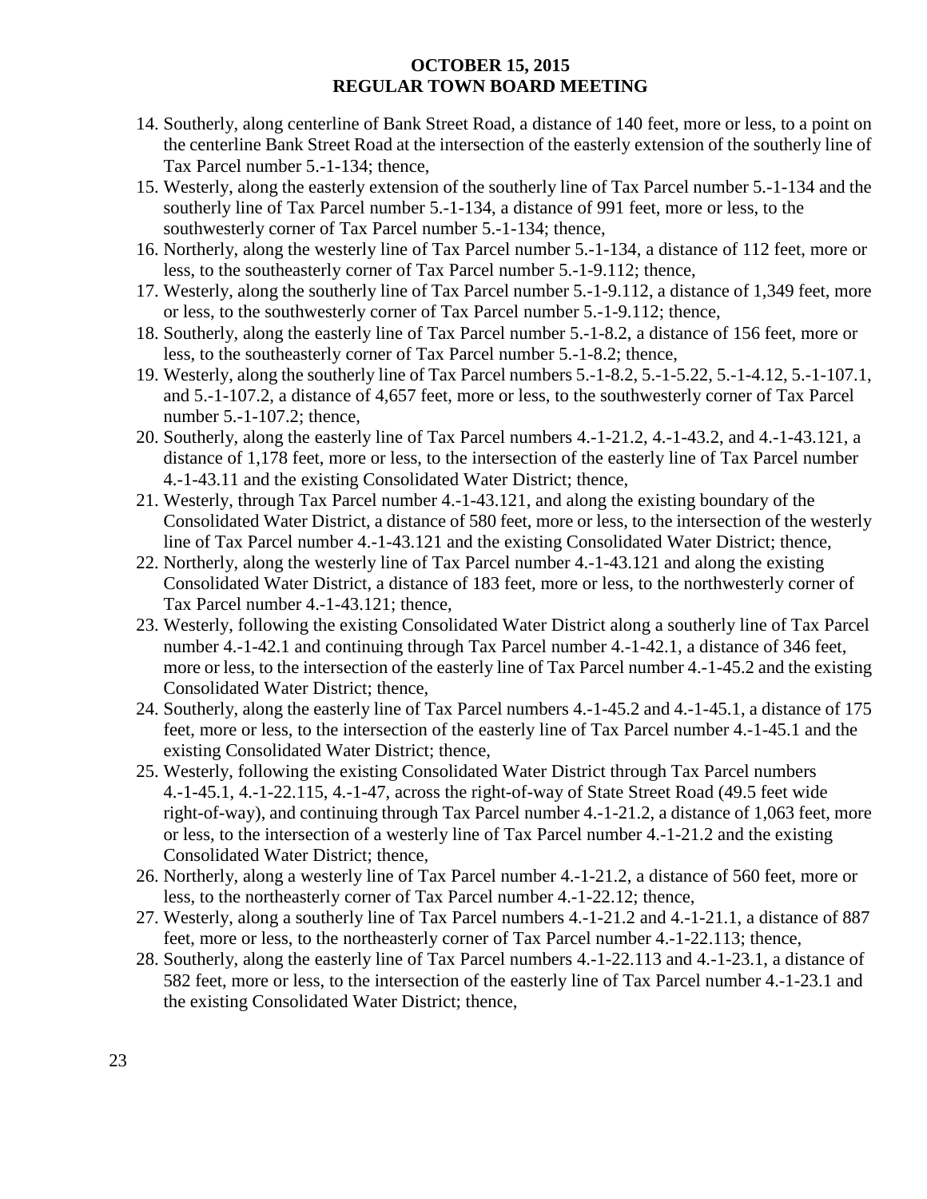14. Southerly, along centerline of Bank Street Road, a distance of 140 feet, more or less, to a point on the centerline Bank Street Road at the intersection of the easterly extension of the southerly line of Tax Parcel number 5.-1-134; thence,
15. Westerly, along the easterly extension of the southerly line of Tax Parcel number 5.-1-134 and the southerly line of Tax Parcel number 5.-1-134, a distance of 991 feet, more or less, to the southwesterly corner of Tax Parcel number 5.-1-134; thence,
16. Northerly, along the westerly line of Tax Parcel number 5.-1-134, a distance of 112 feet, more or less, to the southeasterly corner of Tax Parcel number 5.-1-9.112; thence,
17. Westerly, along the southerly line of Tax Parcel number 5.-1-9.112, a distance of 1,349 feet, more or less, to the southwesterly corner of Tax Parcel number 5.-1-9.112; thence,
18. Southerly, along the easterly line of Tax Parcel number 5.-1-8.2, a distance of 156 feet, more or less, to the southeasterly corner of Tax Parcel number 5.-1-8.2; thence,
19. Westerly, along the southerly line of Tax Parcel numbers 5.-1-8.2, 5.-1-5.22, 5.-1-4.12, 5.-1-107.1, and 5.-1-107.2, a distance of 4,657 feet, more or less, to the southwesterly corner of Tax Parcel number 5.-1-107.2; thence,
20. Southerly, along the easterly line of Tax Parcel numbers 4.-1-21.2, 4.-1-43.2, and 4.-1-43.121, a distance of 1,178 feet, more or less, to the intersection of the easterly line of Tax Parcel number 4.-1-43.11 and the existing Consolidated Water District; thence,
21. Westerly, through Tax Parcel number 4.-1-43.121, and along the existing boundary of the Consolidated Water District, a distance of 580 feet, more or less, to the intersection of the westerly line of Tax Parcel number 4.-1-43.121 and the existing Consolidated Water District; thence,
22. Northerly, along the westerly line of Tax Parcel number 4.-1-43.121 and along the existing Consolidated Water District, a distance of 183 feet, more or less, to the northwesterly corner of Tax Parcel number 4.-1-43.121; thence,
23. Westerly, following the existing Consolidated Water District along a southerly line of Tax Parcel number 4.-1-42.1 and continuing through Tax Parcel number 4.-1-42.1, a distance of 346 feet, more or less, to the intersection of the easterly line of Tax Parcel number 4.-1-45.2 and the existing Consolidated Water District; thence,
24. Southerly, along the easterly line of Tax Parcel numbers 4.-1-45.2 and 4.-1-45.1, a distance of 175 feet, more or less, to the intersection of the easterly line of Tax Parcel number 4.-1-45.1 and the existing Consolidated Water District; thence,
25. Westerly, following the existing Consolidated Water District through Tax Parcel numbers 4.-1-45.1, 4.-1-22.115, 4.-1-47, across the right-of-way of State Street Road (49.5 feet wide right-of-way), and continuing through Tax Parcel number 4.-1-21.2, a distance of 1,063 feet, more or less, to the intersection of a westerly line of Tax Parcel number 4.-1-21.2 and the existing Consolidated Water District; thence,
26. Northerly, along a westerly line of Tax Parcel number 4.-1-21.2, a distance of 560 feet, more or less, to the northeasterly corner of Tax Parcel number 4.-1-22.12; thence,
27. Westerly, along a southerly line of Tax Parcel numbers 4.-1-21.2 and 4.-1-21.1, a distance of 887 feet, more or less, to the northeasterly corner of Tax Parcel number 4.-1-22.113; thence,
28. Southerly, along the easterly line of Tax Parcel numbers 4.-1-22.113 and 4.-1-23.1, a distance of 582 feet, more or less, to the intersection of the easterly line of Tax Parcel number 4.-1-23.1 and the existing Consolidated Water District; thence,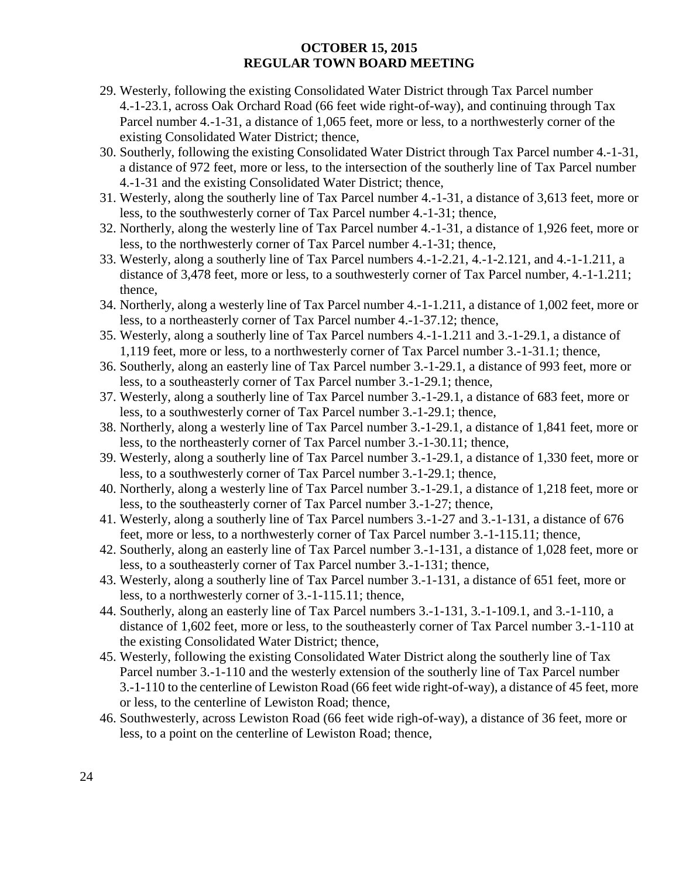29. Westerly, following the existing Consolidated Water District through Tax Parcel number 4.-1-23.1, across Oak Orchard Road (66 feet wide right-of-way), and continuing through Tax Parcel number 4.-1-31, a distance of 1,065 feet, more or less, to a northwesterly corner of the existing Consolidated Water District; thence,
30. Southerly, following the existing Consolidated Water District through Tax Parcel number 4.-1-31, a distance of 972 feet, more or less, to the intersection of the southerly line of Tax Parcel number 4.-1-31 and the existing Consolidated Water District; thence,
31. Westerly, along the southerly line of Tax Parcel number 4.-1-31, a distance of 3,613 feet, more or less, to the southwesterly corner of Tax Parcel number 4.-1-31; thence,
32. Northerly, along the westerly line of Tax Parcel number 4.-1-31, a distance of 1,926 feet, more or less, to the northwesterly corner of Tax Parcel number 4.-1-31; thence,
33. Westerly, along a southerly line of Tax Parcel numbers 4.-1-2.21, 4.-1-2.121, and 4.-1-1.211, a distance of 3,478 feet, more or less, to a southwesterly corner of Tax Parcel number, 4.-1-1.211; thence,
34. Northerly, along a westerly line of Tax Parcel number 4.-1-1.211, a distance of 1,002 feet, more or less, to a northeasterly corner of Tax Parcel number 4.-1-37.12; thence,
35. Westerly, along a southerly line of Tax Parcel numbers 4.-1-1.211 and 3.-1-29.1, a distance of 1,119 feet, more or less, to a northwesterly corner of Tax Parcel number 3.-1-31.1; thence,
36. Southerly, along an easterly line of Tax Parcel number 3.-1-29.1, a distance of 993 feet, more or less, to a southeasterly corner of Tax Parcel number 3.-1-29.1; thence,
37. Westerly, along a southerly line of Tax Parcel number 3.-1-29.1, a distance of 683 feet, more or less, to a southwesterly corner of Tax Parcel number 3.-1-29.1; thence,
38. Northerly, along a westerly line of Tax Parcel number 3.-1-29.1, a distance of 1,841 feet, more or less, to the northeasterly corner of Tax Parcel number 3.-1-30.11; thence,
39. Westerly, along a southerly line of Tax Parcel number 3.-1-29.1, a distance of 1,330 feet, more or less, to a southwesterly corner of Tax Parcel number 3.-1-29.1; thence,
40. Northerly, along a westerly line of Tax Parcel number 3.-1-29.1, a distance of 1,218 feet, more or less, to the southeasterly corner of Tax Parcel number 3.-1-27; thence,
41. Westerly, along a southerly line of Tax Parcel numbers 3.-1-27 and 3.-1-131, a distance of 676 feet, more or less, to a northwesterly corner of Tax Parcel number 3.-1-115.11; thence,
42. Southerly, along an easterly line of Tax Parcel number 3.-1-131, a distance of 1,028 feet, more or less, to a southeasterly corner of Tax Parcel number 3.-1-131; thence,
43. Westerly, along a southerly line of Tax Parcel number 3.-1-131, a distance of 651 feet, more or less, to a northwesterly corner of 3.-1-115.11; thence,
44. Southerly, along an easterly line of Tax Parcel numbers 3.-1-131, 3.-1-109.1, and 3.-1-110, a distance of 1,602 feet, more or less, to the southeasterly corner of Tax Parcel number 3.-1-110 at the existing Consolidated Water District; thence,
45. Westerly, following the existing Consolidated Water District along the southerly line of Tax Parcel number 3.-1-110 and the westerly extension of the southerly line of Tax Parcel number 3.-1-110 to the centerline of Lewiston Road (66 feet wide right-of-way), a distance of 45 feet, more or less, to the centerline of Lewiston Road; thence,
46. Southwesterly, across Lewiston Road (66 feet wide righ-of-way), a distance of 36 feet, more or less, to a point on the centerline of Lewiston Road; thence,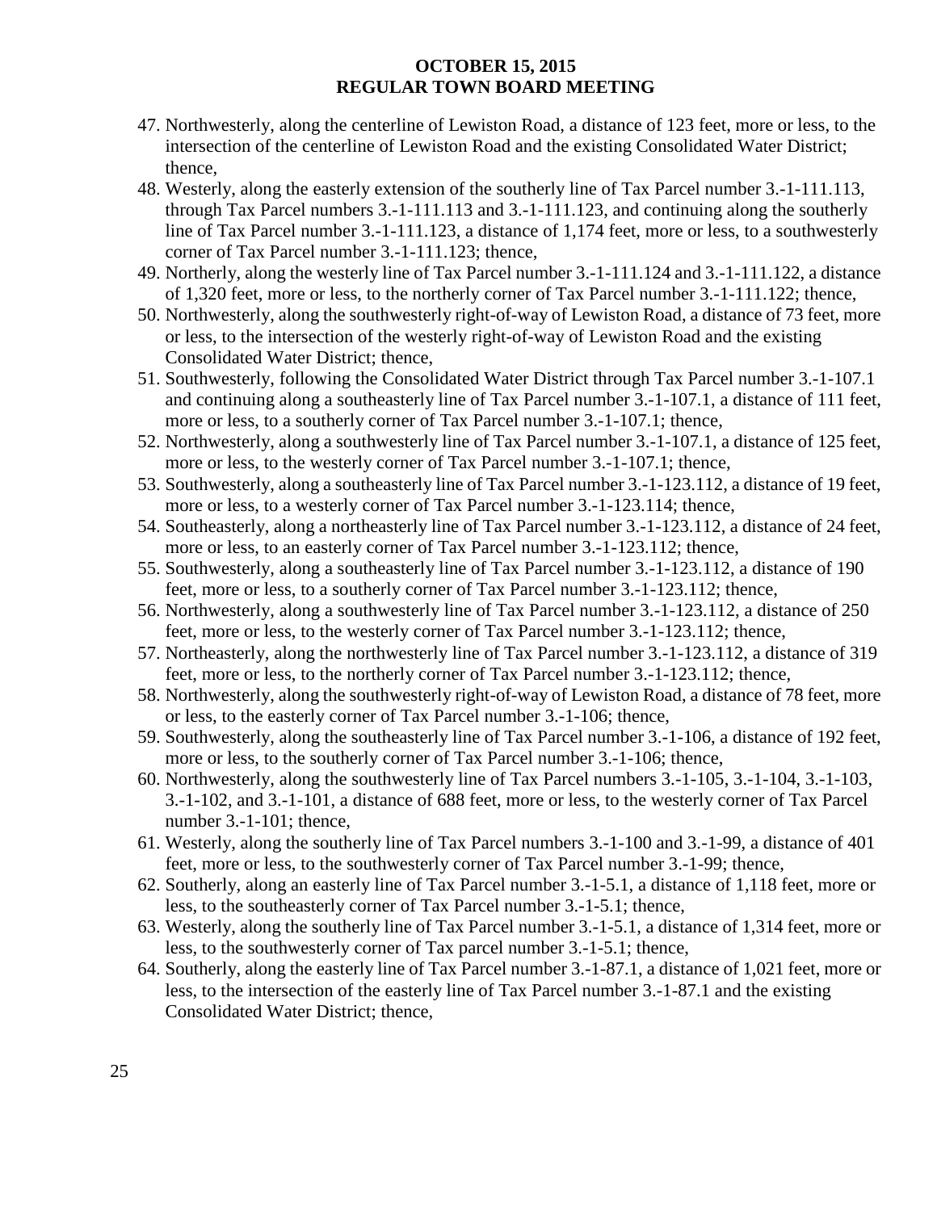47. Northwesterly, along the centerline of Lewiston Road, a distance of 123 feet, more or less, to the intersection of the centerline of Lewiston Road and the existing Consolidated Water District; thence,
48. Westerly, along the easterly extension of the southerly line of Tax Parcel number 3.-1-111.113, through Tax Parcel numbers 3.-1-111.113 and 3.-1-111.123, and continuing along the southerly line of Tax Parcel number 3.-1-111.123, a distance of 1,174 feet, more or less, to a southwesterly corner of Tax Parcel number 3.-1-111.123; thence,
49. Northerly, along the westerly line of Tax Parcel number 3.-1-111.124 and 3.-1-111.122, a distance of 1,320 feet, more or less, to the northerly corner of Tax Parcel number 3.-1-111.122; thence,
50. Northwesterly, along the southwesterly right-of-way of Lewiston Road, a distance of 73 feet, more or less, to the intersection of the westerly right-of-way of Lewiston Road and the existing Consolidated Water District; thence,
51. Southwesterly, following the Consolidated Water District through Tax Parcel number 3.-1-107.1 and continuing along a southeasterly line of Tax Parcel number 3.-1-107.1, a distance of 111 feet, more or less, to a southerly corner of Tax Parcel number 3.-1-107.1; thence,
52. Northwesterly, along a southwesterly line of Tax Parcel number 3.-1-107.1, a distance of 125 feet, more or less, to the westerly corner of Tax Parcel number 3.-1-107.1; thence,
53. Southwesterly, along a southeasterly line of Tax Parcel number 3.-1-123.112, a distance of 19 feet, more or less, to a westerly corner of Tax Parcel number 3.-1-123.114; thence,
54. Southeasterly, along a northeasterly line of Tax Parcel number 3.-1-123.112, a distance of 24 feet, more or less, to an easterly corner of Tax Parcel number 3.-1-123.112; thence,
55. Southwesterly, along a southeasterly line of Tax Parcel number 3.-1-123.112, a distance of 190 feet, more or less, to a southerly corner of Tax Parcel number 3.-1-123.112; thence,
56. Northwesterly, along a southwesterly line of Tax Parcel number 3.-1-123.112, a distance of 250 feet, more or less, to the westerly corner of Tax Parcel number 3.-1-123.112; thence,
57. Northeasterly, along the northwesterly line of Tax Parcel number 3.-1-123.112, a distance of 319 feet, more or less, to the northerly corner of Tax Parcel number 3.-1-123.112; thence,
58. Northwesterly, along the southwesterly right-of-way of Lewiston Road, a distance of 78 feet, more or less, to the easterly corner of Tax Parcel number 3.-1-106; thence,
59. Southwesterly, along the southeasterly line of Tax Parcel number 3.-1-106, a distance of 192 feet, more or less, to the southerly corner of Tax Parcel number 3.-1-106; thence,
60. Northwesterly, along the southwesterly line of Tax Parcel numbers 3.-1-105, 3.-1-104, 3.-1-103, 3.-1-102, and 3.-1-101, a distance of 688 feet, more or less, to the westerly corner of Tax Parcel number 3.-1-101; thence,
61. Westerly, along the southerly line of Tax Parcel numbers 3.-1-100 and 3.-1-99, a distance of 401 feet, more or less, to the southwesterly corner of Tax Parcel number 3.-1-99; thence,
62. Southerly, along an easterly line of Tax Parcel number 3.-1-5.1, a distance of 1,118 feet, more or less, to the southeasterly corner of Tax Parcel number 3.-1-5.1; thence,
63. Westerly, along the southerly line of Tax Parcel number 3.-1-5.1, a distance of 1,314 feet, more or less, to the southwesterly corner of Tax parcel number 3.-1-5.1; thence,
64. Southerly, along the easterly line of Tax Parcel number 3.-1-87.1, a distance of 1,021 feet, more or less, to the intersection of the easterly line of Tax Parcel number 3.-1-87.1 and the existing Consolidated Water District; thence,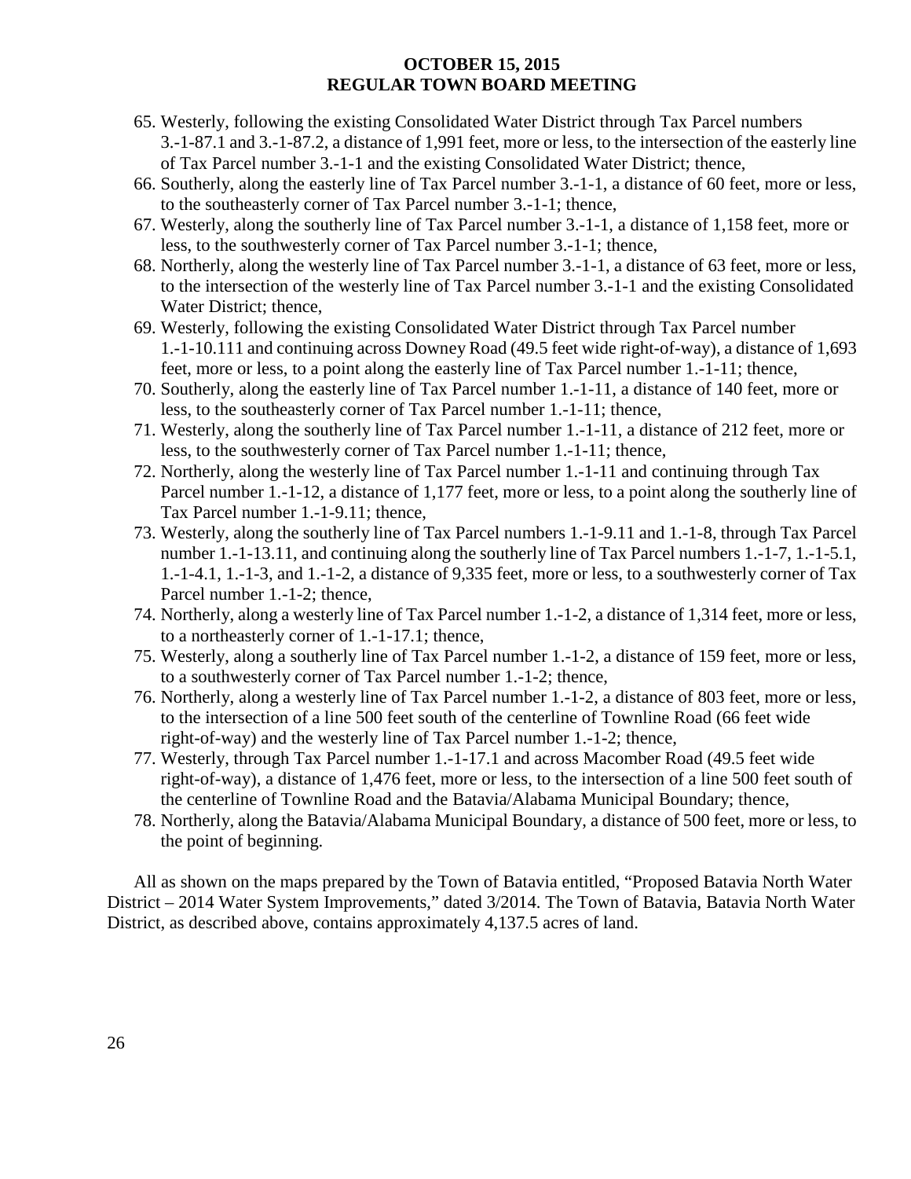65. Westerly, following the existing Consolidated Water District through Tax Parcel numbers 3.-1-87.1 and 3.-1-87.2, a distance of 1,991 feet, more or less, to the intersection of the easterly line of Tax Parcel number 3.-1-1 and the existing Consolidated Water District; thence,
66. Southerly, along the easterly line of Tax Parcel number 3.-1-1, a distance of 60 feet, more or less, to the southeasterly corner of Tax Parcel number 3.-1-1; thence,
67. Westerly, along the southerly line of Tax Parcel number 3.-1-1, a distance of 1,158 feet, more or less, to the southwesterly corner of Tax Parcel number 3.-1-1; thence,
68. Northerly, along the westerly line of Tax Parcel number 3.-1-1, a distance of 63 feet, more or less, to the intersection of the westerly line of Tax Parcel number 3.-1-1 and the existing Consolidated Water District; thence,
69. Westerly, following the existing Consolidated Water District through Tax Parcel number 1.-1-10.111 and continuing across Downey Road (49.5 feet wide right-of-way), a distance of 1,693 feet, more or less, to a point along the easterly line of Tax Parcel number 1.-1-11; thence,
70. Southerly, along the easterly line of Tax Parcel number 1.-1-11, a distance of 140 feet, more or less, to the southeasterly corner of Tax Parcel number 1.-1-11; thence,
71. Westerly, along the southerly line of Tax Parcel number 1.-1-11, a distance of 212 feet, more or less, to the southwesterly corner of Tax Parcel number 1.-1-11; thence,
72. Northerly, along the westerly line of Tax Parcel number 1.-1-11 and continuing through Tax Parcel number 1.-1-12, a distance of 1,177 feet, more or less, to a point along the southerly line of Tax Parcel number 1.-1-9.11; thence,
73. Westerly, along the southerly line of Tax Parcel numbers 1.-1-9.11 and 1.-1-8, through Tax Parcel number 1.-1-13.11, and continuing along the southerly line of Tax Parcel numbers 1.-1-7, 1.-1-5.1, 1.-1-4.1, 1.-1-3, and 1.-1-2, a distance of 9,335 feet, more or less, to a southwesterly corner of Tax Parcel number 1.-1-2; thence,
74. Northerly, along a westerly line of Tax Parcel number 1.-1-2, a distance of 1,314 feet, more or less, to a northeasterly corner of 1.-1-17.1; thence,
75. Westerly, along a southerly line of Tax Parcel number 1.-1-2, a distance of 159 feet, more or less, to a southwesterly corner of Tax Parcel number 1.-1-2; thence,
76. Northerly, along a westerly line of Tax Parcel number 1.-1-2, a distance of 803 feet, more or less, to the intersection of a line 500 feet south of the centerline of Townline Road (66 feet wide right-of-way) and the westerly line of Tax Parcel number 1.-1-2; thence,
77. Westerly, through Tax Parcel number 1.-1-17.1 and across Macomber Road (49.5 feet wide right-of-way), a distance of 1,476 feet, more or less, to the intersection of a line 500 feet south of the centerline of Townline Road and the Batavia/Alabama Municipal Boundary; thence,
78. Northerly, along the Batavia/Alabama Municipal Boundary, a distance of 500 feet, more or less, to the point of beginning.

All as shown on the maps prepared by the Town of Batavia entitled, "Proposed Batavia North Water District – 2014 Water System Improvements," dated 3/2014. The Town of Batavia, Batavia North Water District, as described above, contains approximately 4,137.5 acres of land.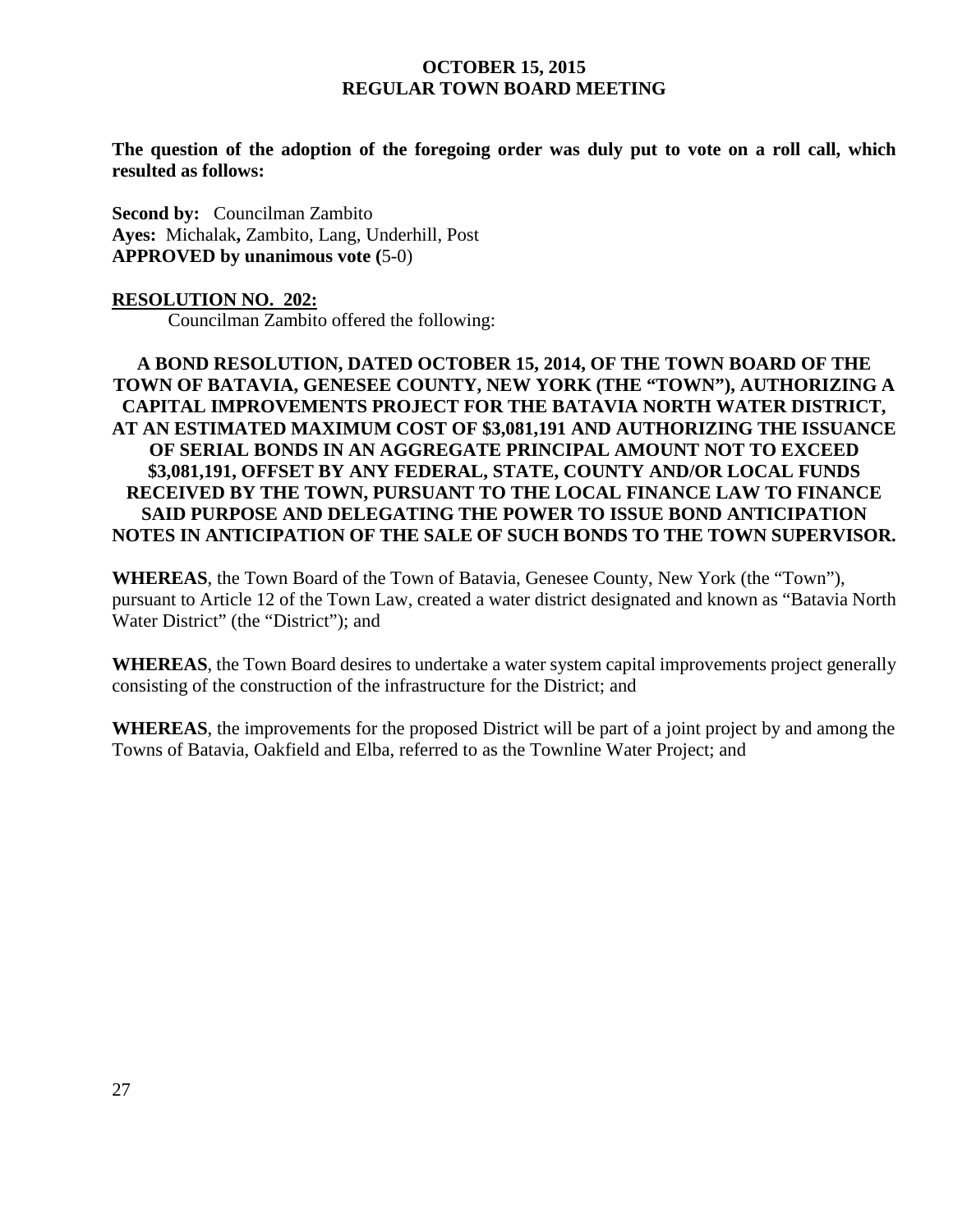**The question of the adoption of the foregoing order was duly put to vote on a roll call, which resulted as follows:**

**Second by:** Councilman Zambito
**Ayes:** Michalak**,** Zambito, Lang, Underhill, Post
**APPROVED by unanimous vote (**5-0)

**RESOLUTION NO. 202:**

Councilman Zambito offered the following:

**A BOND RESOLUTION, DATED OCTOBER 15, 2014, OF THE TOWN BOARD OF THE TOWN OF BATAVIA, GENESEE COUNTY, NEW YORK (THE "TOWN"), AUTHORIZING A CAPITAL IMPROVEMENTS PROJECT FOR THE BATAVIA NORTH WATER DISTRICT, AT AN ESTIMATED MAXIMUM COST OF $3,081,191 AND AUTHORIZING THE ISSUANCE OF SERIAL BONDS IN AN AGGREGATE PRINCIPAL AMOUNT NOT TO EXCEED $3,081,191, OFFSET BY ANY FEDERAL, STATE, COUNTY AND/OR LOCAL FUNDS RECEIVED BY THE TOWN, PURSUANT TO THE LOCAL FINANCE LAW TO FINANCE SAID PURPOSE AND DELEGATING THE POWER TO ISSUE BOND ANTICIPATION NOTES IN ANTICIPATION OF THE SALE OF SUCH BONDS TO THE TOWN SUPERVISOR.**

**WHEREAS**, the Town Board of the Town of Batavia, Genesee County, New York (the "Town"), pursuant to Article 12 of the Town Law, created a water district designated and known as "Batavia North Water District" (the "District"); and

**WHEREAS**, the Town Board desires to undertake a water system capital improvements project generally consisting of the construction of the infrastructure for the District; and

**WHEREAS**, the improvements for the proposed District will be part of a joint project by and among the Towns of Batavia, Oakfield and Elba, referred to as the Townline Water Project; and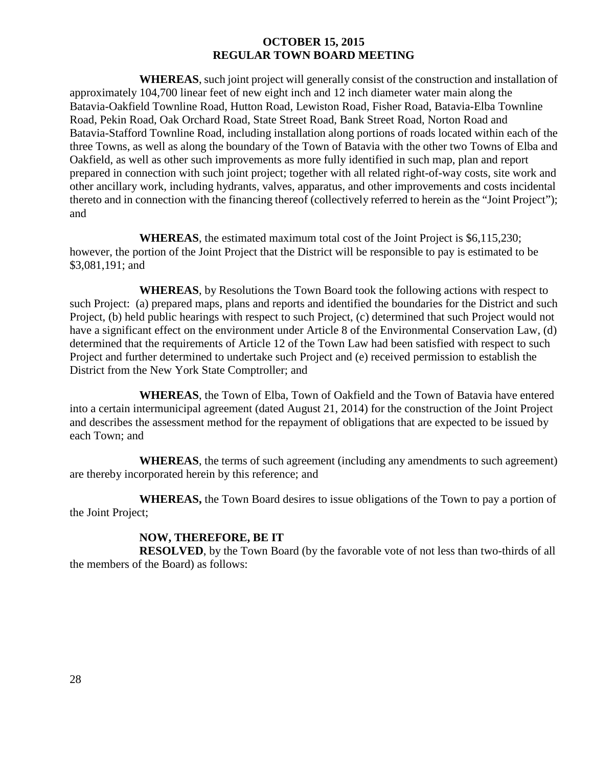**WHEREAS**, such joint project will generally consist of the construction and installation of approximately 104,700 linear feet of new eight inch and 12 inch diameter water main along the Batavia-Oakfield Townline Road, Hutton Road, Lewiston Road, Fisher Road, Batavia-Elba Townline Road, Pekin Road, Oak Orchard Road, State Street Road, Bank Street Road, Norton Road and Batavia-Stafford Townline Road, including installation along portions of roads located within each of the three Towns, as well as along the boundary of the Town of Batavia with the other two Towns of Elba and Oakfield, as well as other such improvements as more fully identified in such map, plan and report prepared in connection with such joint project; together with all related right-of-way costs, site work and other ancillary work, including hydrants, valves, apparatus, and other improvements and costs incidental thereto and in connection with the financing thereof (collectively referred to herein as the "Joint Project"); and

**WHEREAS**, the estimated maximum total cost of the Joint Project is $6,115,230; however, the portion of the Joint Project that the District will be responsible to pay is estimated to be $3,081,191; and

**WHEREAS**, by Resolutions the Town Board took the following actions with respect to such Project: (a) prepared maps, plans and reports and identified the boundaries for the District and such Project, (b) held public hearings with respect to such Project, (c) determined that such Project would not have a significant effect on the environment under Article 8 of the Environmental Conservation Law, (d) determined that the requirements of Article 12 of the Town Law had been satisfied with respect to such Project and further determined to undertake such Project and (e) received permission to establish the District from the New York State Comptroller; and

**WHEREAS**, the Town of Elba, Town of Oakfield and the Town of Batavia have entered into a certain intermunicipal agreement (dated August 21, 2014) for the construction of the Joint Project and describes the assessment method for the repayment of obligations that are expected to be issued by each Town; and

**WHEREAS**, the terms of such agreement (including any amendments to such agreement) are thereby incorporated herein by this reference; and

**WHEREAS,** the Town Board desires to issue obligations of the Town to pay a portion of the Joint Project;

**NOW, THEREFORE, BE IT**

**RESOLVED**, by the Town Board (by the favorable vote of not less than two-thirds of all the members of the Board) as follows: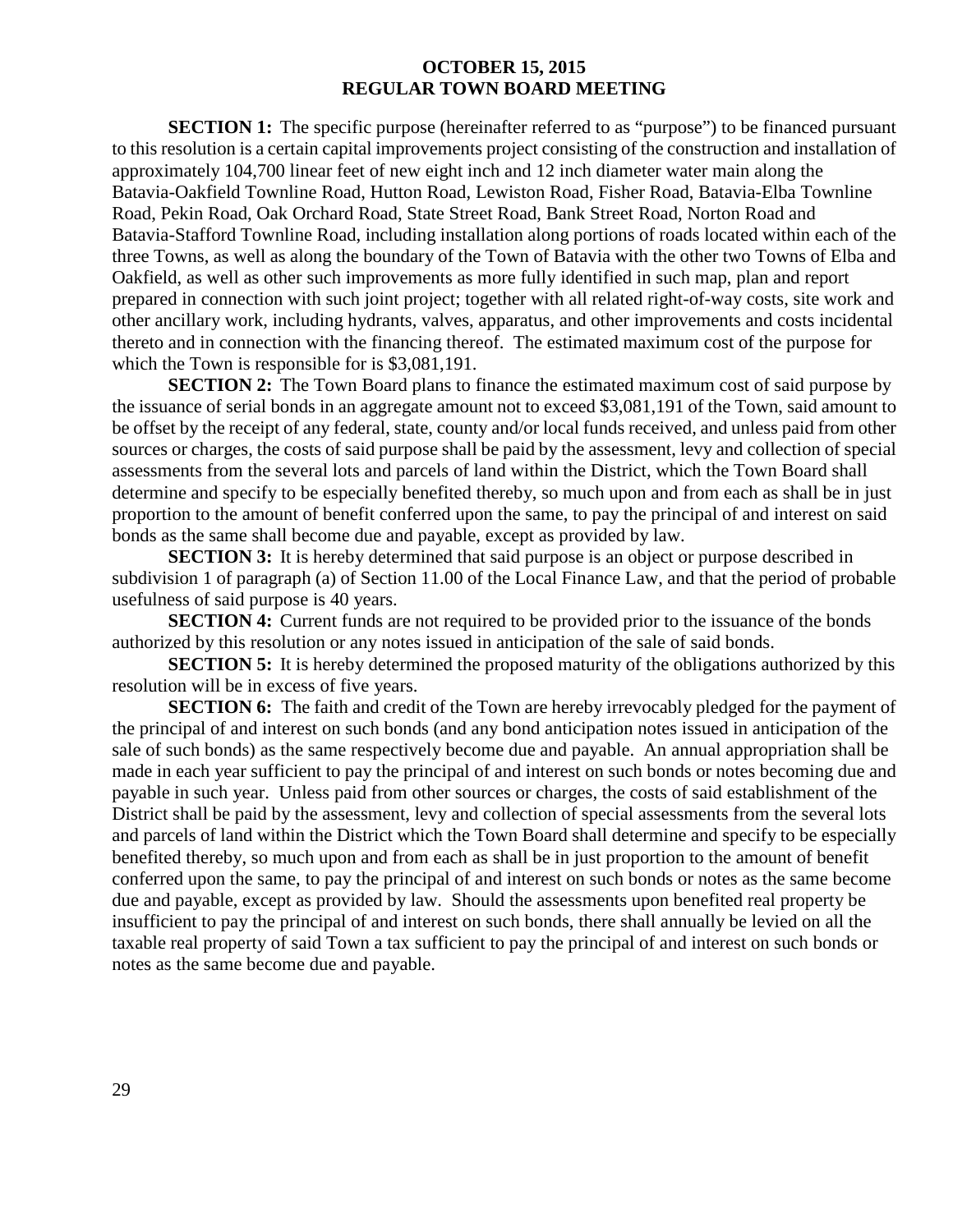**SECTION 1:** The specific purpose (hereinafter referred to as "purpose") to be financed pursuant to this resolution is a certain capital improvements project consisting of the construction and installation of approximately 104,700 linear feet of new eight inch and 12 inch diameter water main along the Batavia-Oakfield Townline Road, Hutton Road, Lewiston Road, Fisher Road, Batavia-Elba Townline Road, Pekin Road, Oak Orchard Road, State Street Road, Bank Street Road, Norton Road and Batavia-Stafford Townline Road, including installation along portions of roads located within each of the three Towns, as well as along the boundary of the Town of Batavia with the other two Towns of Elba and Oakfield, as well as other such improvements as more fully identified in such map, plan and report prepared in connection with such joint project; together with all related right-of-way costs, site work and other ancillary work, including hydrants, valves, apparatus, and other improvements and costs incidental thereto and in connection with the financing thereof. The estimated maximum cost of the purpose for which the Town is responsible for is $3,081,191.

**SECTION 2:** The Town Board plans to finance the estimated maximum cost of said purpose by the issuance of serial bonds in an aggregate amount not to exceed $3,081,191 of the Town, said amount to be offset by the receipt of any federal, state, county and/or local funds received, and unless paid from other sources or charges, the costs of said purpose shall be paid by the assessment, levy and collection of special assessments from the several lots and parcels of land within the District, which the Town Board shall determine and specify to be especially benefited thereby, so much upon and from each as shall be in just proportion to the amount of benefit conferred upon the same, to pay the principal of and interest on said bonds as the same shall become due and payable, except as provided by law.

**SECTION 3:** It is hereby determined that said purpose is an object or purpose described in subdivision 1 of paragraph (a) of Section 11.00 of the Local Finance Law, and that the period of probable usefulness of said purpose is 40 years.

**SECTION 4:** Current funds are not required to be provided prior to the issuance of the bonds authorized by this resolution or any notes issued in anticipation of the sale of said bonds.

**SECTION 5:** It is hereby determined the proposed maturity of the obligations authorized by this resolution will be in excess of five years.

**SECTION 6:** The faith and credit of the Town are hereby irrevocably pledged for the payment of the principal of and interest on such bonds (and any bond anticipation notes issued in anticipation of the sale of such bonds) as the same respectively become due and payable. An annual appropriation shall be made in each year sufficient to pay the principal of and interest on such bonds or notes becoming due and payable in such year. Unless paid from other sources or charges, the costs of said establishment of the District shall be paid by the assessment, levy and collection of special assessments from the several lots and parcels of land within the District which the Town Board shall determine and specify to be especially benefited thereby, so much upon and from each as shall be in just proportion to the amount of benefit conferred upon the same, to pay the principal of and interest on such bonds or notes as the same become due and payable, except as provided by law. Should the assessments upon benefited real property be insufficient to pay the principal of and interest on such bonds, there shall annually be levied on all the taxable real property of said Town a tax sufficient to pay the principal of and interest on such bonds or notes as the same become due and payable.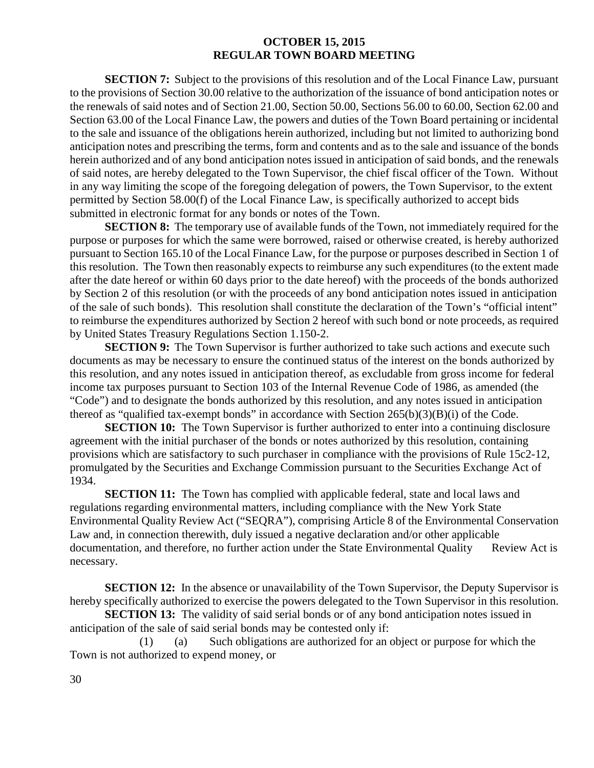**SECTION 7:** Subject to the provisions of this resolution and of the Local Finance Law, pursuant to the provisions of Section 30.00 relative to the authorization of the issuance of bond anticipation notes or the renewals of said notes and of Section 21.00, Section 50.00, Sections 56.00 to 60.00, Section 62.00 and Section 63.00 of the Local Finance Law, the powers and duties of the Town Board pertaining or incidental to the sale and issuance of the obligations herein authorized, including but not limited to authorizing bond anticipation notes and prescribing the terms, form and contents and as to the sale and issuance of the bonds herein authorized and of any bond anticipation notes issued in anticipation of said bonds, and the renewals of said notes, are hereby delegated to the Town Supervisor, the chief fiscal officer of the Town. Without in any way limiting the scope of the foregoing delegation of powers, the Town Supervisor, to the extent permitted by Section 58.00(f) of the Local Finance Law, is specifically authorized to accept bids submitted in electronic format for any bonds or notes of the Town.

**SECTION 8:** The temporary use of available funds of the Town, not immediately required for the purpose or purposes for which the same were borrowed, raised or otherwise created, is hereby authorized pursuant to Section 165.10 of the Local Finance Law, for the purpose or purposes described in Section 1 of this resolution. The Town then reasonably expects to reimburse any such expenditures (to the extent made after the date hereof or within 60 days prior to the date hereof) with the proceeds of the bonds authorized by Section 2 of this resolution (or with the proceeds of any bond anticipation notes issued in anticipation of the sale of such bonds). This resolution shall constitute the declaration of the Town's "official intent" to reimburse the expenditures authorized by Section 2 hereof with such bond or note proceeds, as required by United States Treasury Regulations Section 1.150-2.

**SECTION 9:** The Town Supervisor is further authorized to take such actions and execute such documents as may be necessary to ensure the continued status of the interest on the bonds authorized by this resolution, and any notes issued in anticipation thereof, as excludable from gross income for federal income tax purposes pursuant to Section 103 of the Internal Revenue Code of 1986, as amended (the "Code") and to designate the bonds authorized by this resolution, and any notes issued in anticipation thereof as "qualified tax-exempt bonds" in accordance with Section 265(b)(3)(B)(i) of the Code.

**SECTION 10:** The Town Supervisor is further authorized to enter into a continuing disclosure agreement with the initial purchaser of the bonds or notes authorized by this resolution, containing provisions which are satisfactory to such purchaser in compliance with the provisions of Rule 15c2-12, promulgated by the Securities and Exchange Commission pursuant to the Securities Exchange Act of 1934.

**SECTION 11:** The Town has complied with applicable federal, state and local laws and regulations regarding environmental matters, including compliance with the New York State Environmental Quality Review Act ("SEQRA"), comprising Article 8 of the Environmental Conservation Law and, in connection therewith, duly issued a negative declaration and/or other applicable documentation, and therefore, no further action under the State Environmental Quality Review Act is necessary.

**SECTION 12:** In the absence or unavailability of the Town Supervisor, the Deputy Supervisor is hereby specifically authorized to exercise the powers delegated to the Town Supervisor in this resolution.

**SECTION 13:** The validity of said serial bonds or of any bond anticipation notes issued in anticipation of the sale of said serial bonds may be contested only if:

(1) (a) Such obligations are authorized for an object or purpose for which the Town is not authorized to expend money, or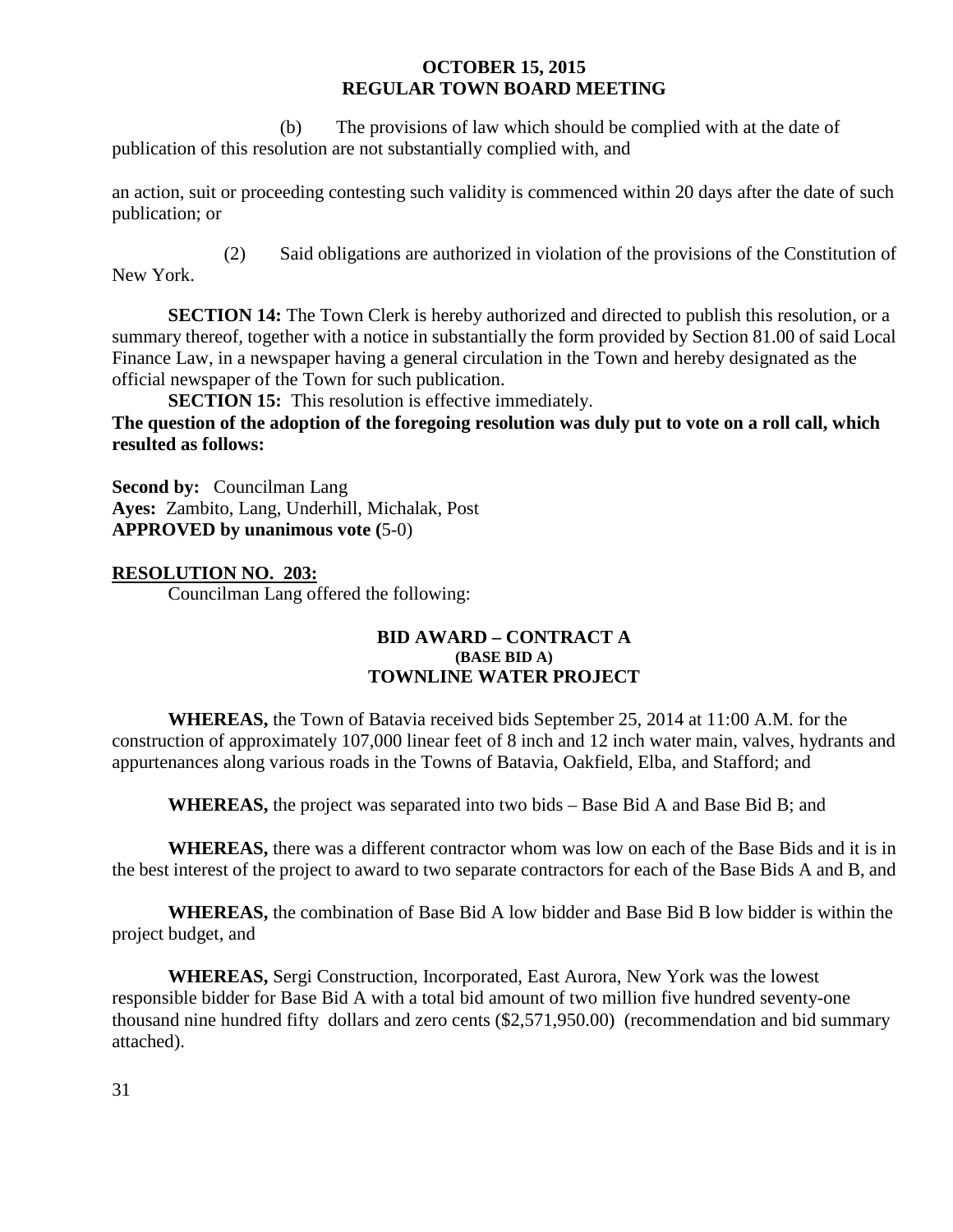(b) The provisions of law which should be complied with at the date of publication of this resolution are not substantially complied with, and

an action, suit or proceeding contesting such validity is commenced within 20 days after the date of such publication; or

(2) Said obligations are authorized in violation of the provisions of the Constitution of New York.

**SECTION 14:** The Town Clerk is hereby authorized and directed to publish this resolution, or a summary thereof, together with a notice in substantially the form provided by Section 81.00 of said Local Finance Law, in a newspaper having a general circulation in the Town and hereby designated as the official newspaper of the Town for such publication.

**SECTION 15:** This resolution is effective immediately.

**The question of the adoption of the foregoing resolution was duly put to vote on a roll call, which resulted as follows:**

**Second by:** Councilman Lang
**Ayes:** Zambito, Lang, Underhill, Michalak, Post
**APPROVED by unanimous vote (**5-0)

**RESOLUTION NO. 203:**

Councilman Lang offered the following:

**BID AWARD – CONTRACT A**
**(BASE BID A)**
**TOWNLINE WATER PROJECT**

**WHEREAS,** the Town of Batavia received bids September 25, 2014 at 11:00 A.M. for the construction of approximately 107,000 linear feet of 8 inch and 12 inch water main, valves, hydrants and appurtenances along various roads in the Towns of Batavia, Oakfield, Elba, and Stafford; and

**WHEREAS,** the project was separated into two bids – Base Bid A and Base Bid B; and

**WHEREAS,** there was a different contractor whom was low on each of the Base Bids and it is in the best interest of the project to award to two separate contractors for each of the Base Bids A and B, and

**WHEREAS,** the combination of Base Bid A low bidder and Base Bid B low bidder is within the project budget, and

**WHEREAS,** Sergi Construction, Incorporated, East Aurora, New York was the lowest responsible bidder for Base Bid A with a total bid amount of two million five hundred seventy-one thousand nine hundred fifty dollars and zero cents ($2,571,950.00) (recommendation and bid summary attached).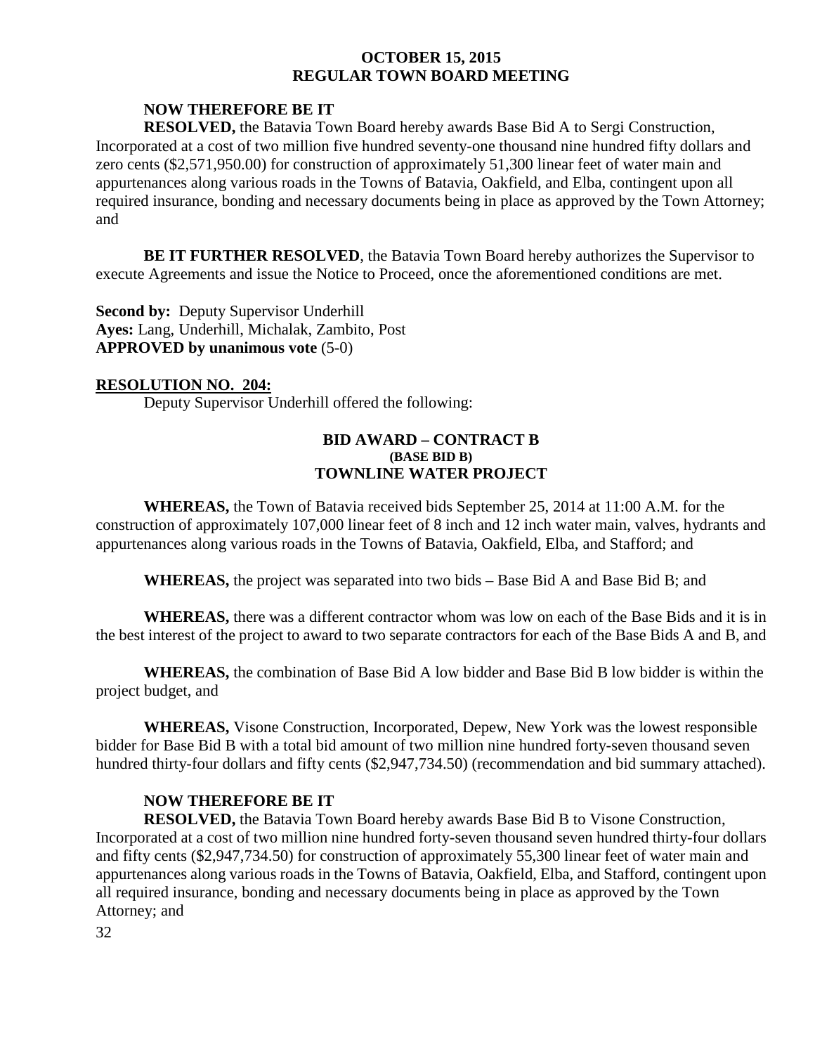**NOW THEREFORE BE IT**

**RESOLVED,** the Batavia Town Board hereby awards Base Bid A to Sergi Construction, Incorporated at a cost of two million five hundred seventy-one thousand nine hundred fifty dollars and zero cents ($2,571,950.00) for construction of approximately 51,300 linear feet of water main and appurtenances along various roads in the Towns of Batavia, Oakfield, and Elba, contingent upon all required insurance, bonding and necessary documents being in place as approved by the Town Attorney; and

**BE IT FURTHER RESOLVED**, the Batavia Town Board hereby authorizes the Supervisor to execute Agreements and issue the Notice to Proceed, once the aforementioned conditions are met.

**Second by:** Deputy Supervisor Underhill
**Ayes:** Lang, Underhill, Michalak, Zambito, Post
**APPROVED by unanimous vote** (5-0)

**RESOLUTION NO. 204:**

Deputy Supervisor Underhill offered the following:

**BID AWARD – CONTRACT B**
**(BASE BID B)**
**TOWNLINE WATER PROJECT**

**WHEREAS,** the Town of Batavia received bids September 25, 2014 at 11:00 A.M. for the construction of approximately 107,000 linear feet of 8 inch and 12 inch water main, valves, hydrants and appurtenances along various roads in the Towns of Batavia, Oakfield, Elba, and Stafford; and

**WHEREAS,** the project was separated into two bids – Base Bid A and Base Bid B; and

**WHEREAS,** there was a different contractor whom was low on each of the Base Bids and it is in the best interest of the project to award to two separate contractors for each of the Base Bids A and B, and

**WHEREAS,** the combination of Base Bid A low bidder and Base Bid B low bidder is within the project budget, and

**WHEREAS,** Visone Construction, Incorporated, Depew, New York was the lowest responsible bidder for Base Bid B with a total bid amount of two million nine hundred forty-seven thousand seven hundred thirty-four dollars and fifty cents ($2,947,734.50) (recommendation and bid summary attached).

**NOW THEREFORE BE IT**

**RESOLVED,** the Batavia Town Board hereby awards Base Bid B to Visone Construction, Incorporated at a cost of two million nine hundred forty-seven thousand seven hundred thirty-four dollars and fifty cents ($2,947,734.50) for construction of approximately 55,300 linear feet of water main and appurtenances along various roads in the Towns of Batavia, Oakfield, Elba, and Stafford, contingent upon all required insurance, bonding and necessary documents being in place as approved by the Town Attorney; and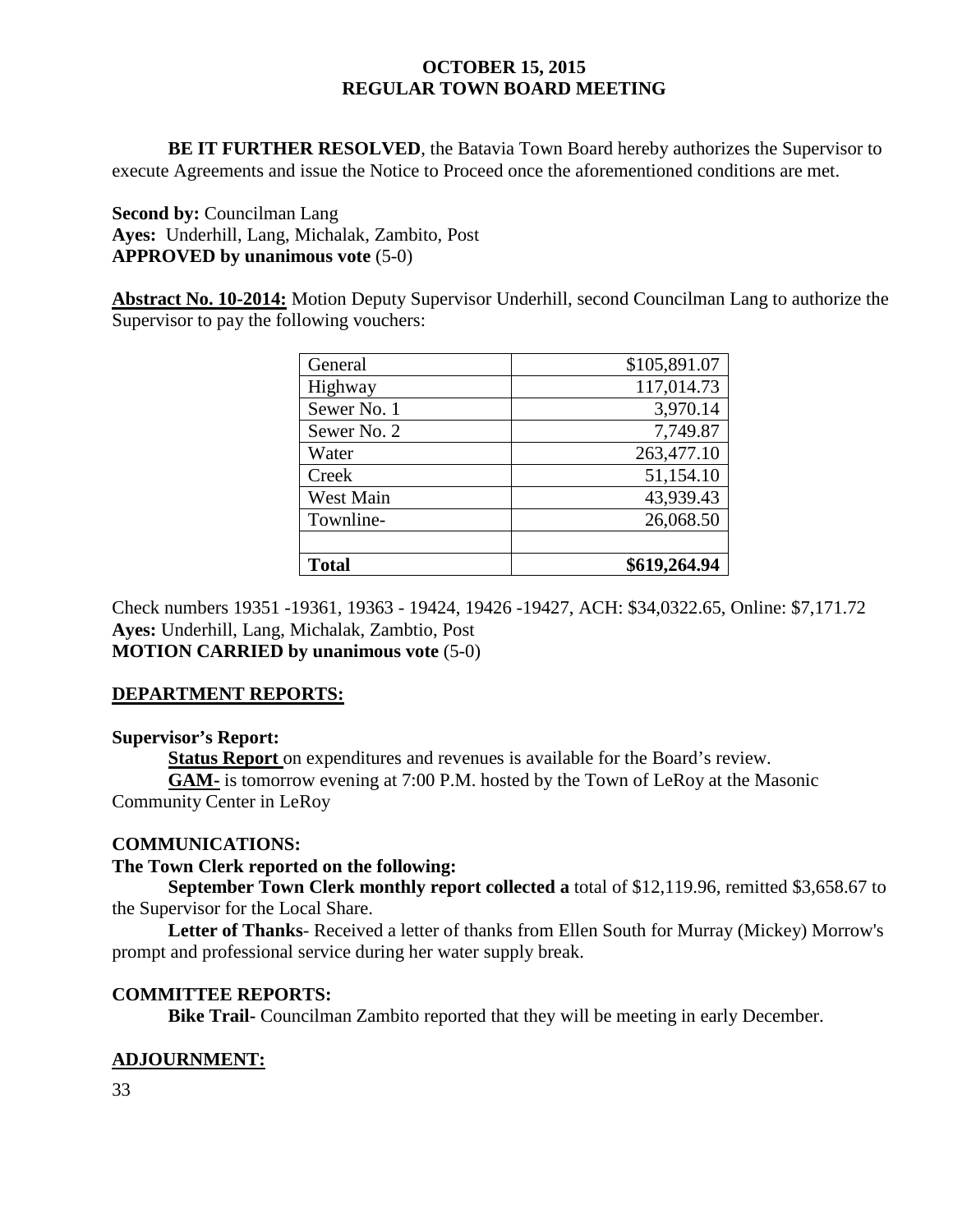**BE IT FURTHER RESOLVED**, the Batavia Town Board hereby authorizes the Supervisor to execute Agreements and issue the Notice to Proceed once the aforementioned conditions are met.

**Second by:** Councilman Lang
**Ayes:** Underhill, Lang, Michalak, Zambito, Post
**APPROVED by unanimous vote** (5-0)

**Abstract No. 10-2014:** Motion Deputy Supervisor Underhill, second Councilman Lang to authorize the Supervisor to pay the following vouchers:

| | |
|---|---|
| General | $105,891.07 |
| Highway | 117,014.73 |
| Sewer No. 1 | 3,970.14 |
| Sewer No. 2 | 7,749.87 |
| Water | 263,477.10 |
| Creek | 51,154.10 |
| West Main | 43,939.43 |
| Townline- | 26,068.50 |
| | |
| **Total** | **$619,264.94** |

Check numbers 19351 -19361, 19363 - 19424, 19426 -19427, ACH: $34,0322.65, Online: $7,171.72
**Ayes:** Underhill, Lang, Michalak, Zambtio, Post
**MOTION CARRIED by unanimous vote** (5-0)

## DEPARTMENT REPORTS:

**Supervisor's Report:**

**Status Report** on expenditures and revenues is available for the Board's review.

**GAM-** is tomorrow evening at 7:00 P.M. hosted by the Town of LeRoy at the Masonic Community Center in LeRoy

## COMMUNICATIONS:

**The Town Clerk reported on the following:**

**September Town Clerk monthly report collected a** total of $12,119.96, remitted $3,658.67 to the Supervisor for the Local Share.

**Letter of Thanks**- Received a letter of thanks from Ellen South for Murray (Mickey) Morrow's prompt and professional service during her water supply break.

## COMMITTEE REPORTS:

**Bike Trail**- Councilman Zambito reported that they will be meeting in early December.

## ADJOURNMENT: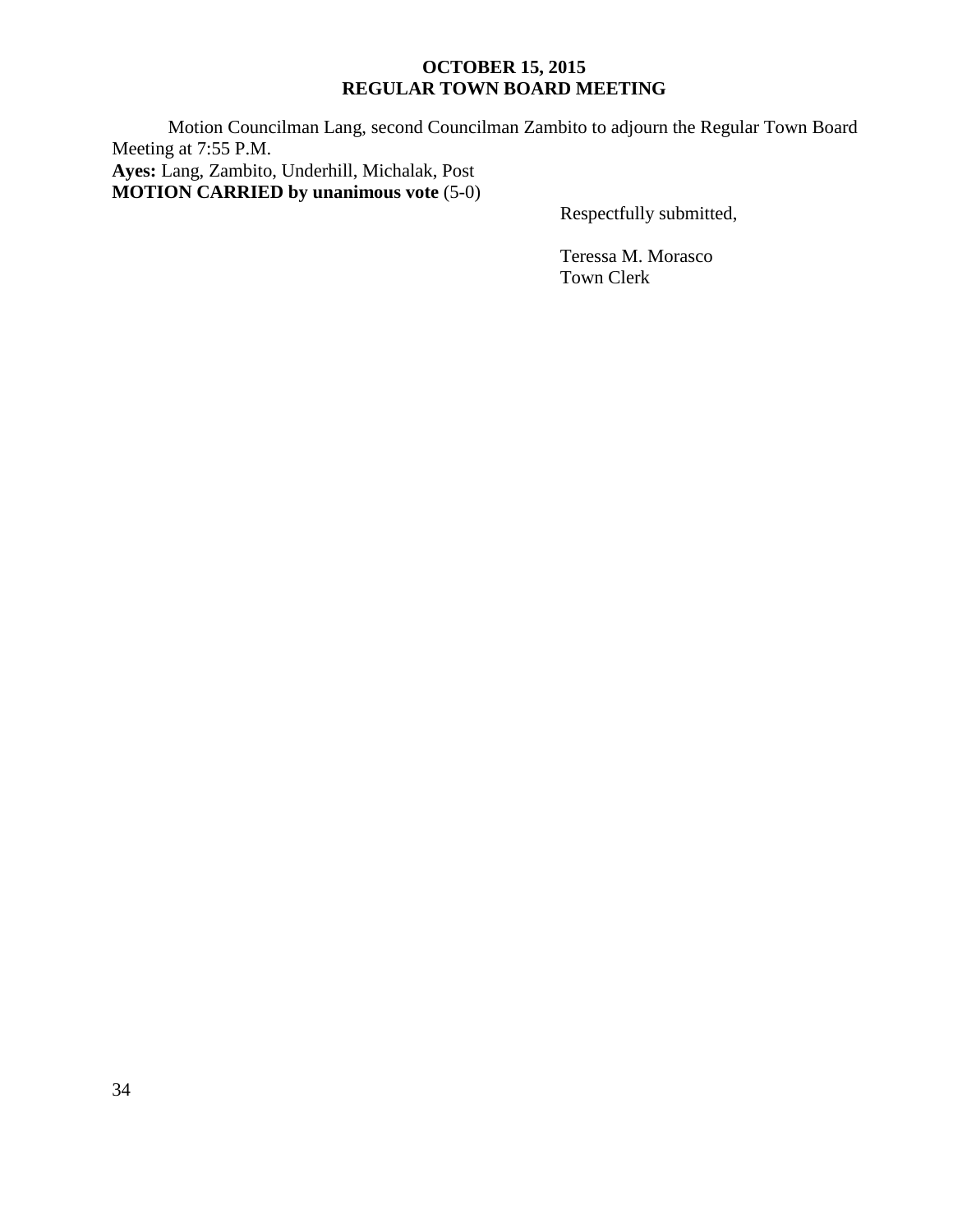**OCTOBER 15, 2015**
**REGULAR TOWN BOARD MEETING**

Motion Councilman Lang, second Councilman Zambito to adjourn the Regular Town Board Meeting at 7:55 P.M.
**Ayes:** Lang, Zambito, Underhill, Michalak, Post
**MOTION CARRIED by unanimous vote** (5-0)

Respectfully submitted,

Teressa M. Morasco
Town Clerk